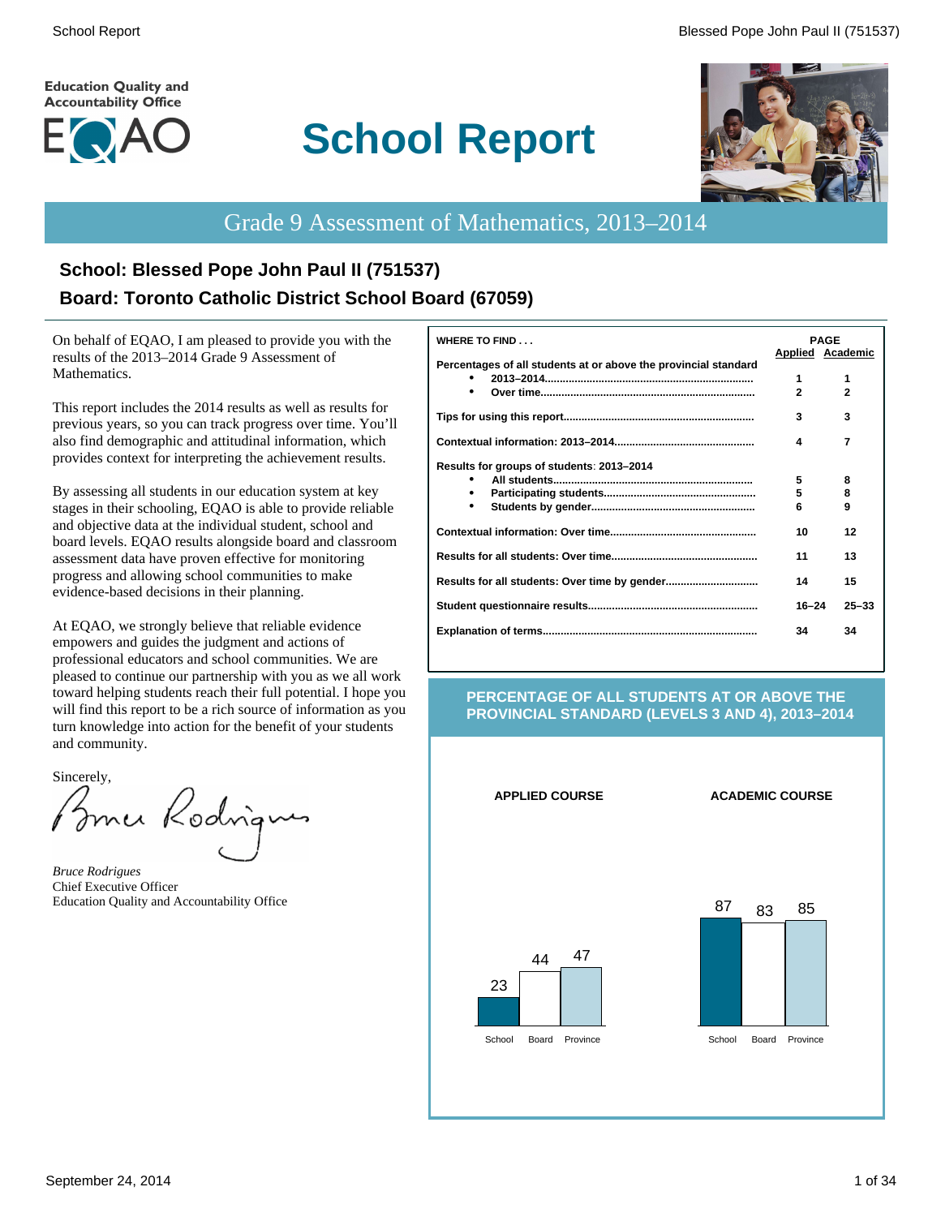Education Quality and Accountability Office

EQAO

# School Report

## Grade 9 Assessment of Mathematics, 2013–2014

### School: Blessed Pope John Paul II (751537)

### Board: Toronto Catholic District School Board (67059)

On behalf of EQAO, I am pleased to provide you with the results of the 2013–2014 Grade 9 Assessment of Mathematics.

This report includes the 2014 results as well as results for previous years, so you can track progress over time. You'll also find demographic and attitudinal information, which provides context for interpreting the achievement results.

By assessing all students in our education system at key stages in their schooling, EQAO is able to provide reliable and objective data at the individual student, school and board levels. EQAO results alongside board and classroom assessment data have proven effective for monitoring progress and allowing school communities to make evidence-based decisions in their planning.

At EQAO, we strongly believe that reliable evidence empowers and guides the judgment and actions of professional educators and school communities. We are pleased to continue our partnership with you as we all work toward helping students reach their full potential. I hope you will find this report to be a rich source of information as you turn knowledge into action for the benefit of your students and community.

Sincerely,

*Bruce Rodrigues*
Chief Executive Officer
Education Quality and Accountability Office

| WHERE TO FIND . . . | PAGE Applied | PAGE Academic |
|---|---|---|
| **Percentages of all students at or above the provincial standard** | | |
| • 2013–2014 | 1 | 1 |
| • Over time | 2 | 2 |
| **Tips for using this report** | 3 | 3 |
| **Contextual information: 2013–2014** | 4 | 7 |
| **Results for groups of students: 2013–2014** | | |
| • All students | 5 | 8 |
| • Participating students | 5 | 8 |
| • Students by gender | 6 | 9 |
| **Contextual information: Over time** | 10 | 12 |
| **Results for all students: Over time** | 11 | 13 |
| **Results for all students: Over time by gender** | 14 | 15 |
| **Student questionnaire results** | 16–24 | 25–33 |
| **Explanation of terms** | 34 | 34 |

**PERCENTAGE OF ALL STUDENTS AT OR ABOVE THE PROVINCIAL STANDARD (LEVELS 3 AND 4), 2013–2014**

| | School | Board | Province |
|---|---|---|---|
| APPLIED COURSE | 23 | 44 | 47 |
| ACADEMIC COURSE | 87 | 83 | 85 |

September 24, 2014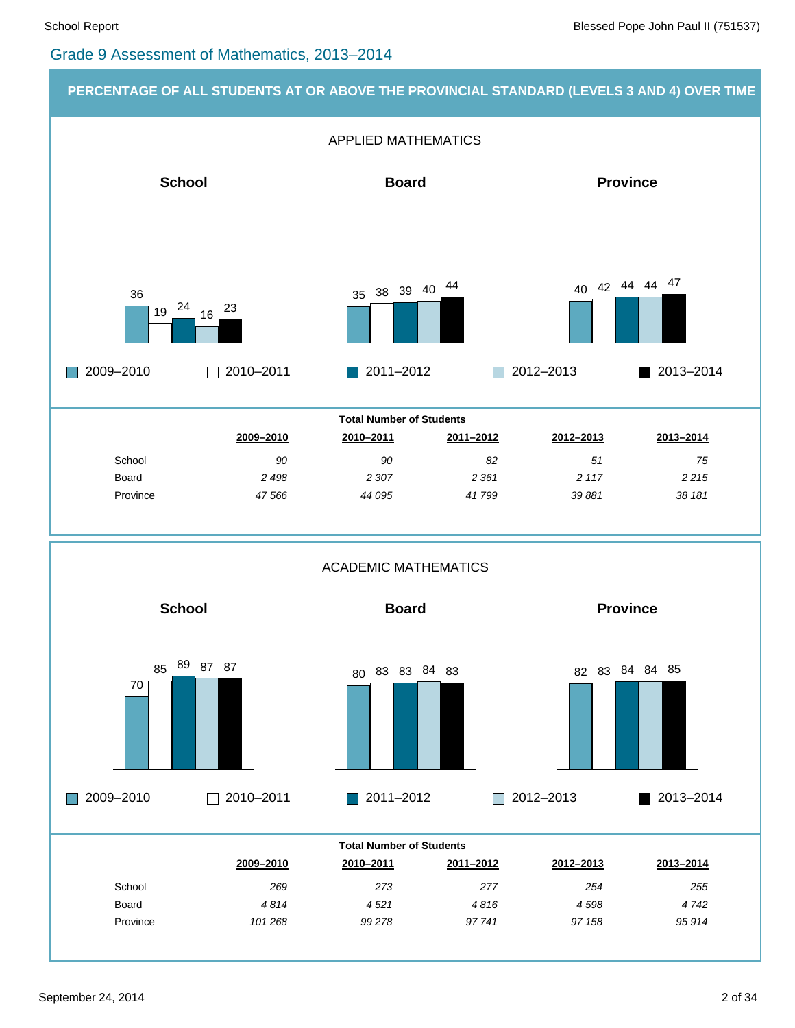## Grade 9 Assessment of Mathematics, 2013–2014

### PERCENTAGE OF ALL STUDENTS AT OR ABOVE THE PROVINCIAL STANDARD (LEVELS 3 AND 4) OVER TIME

#### APPLIED MATHEMATICS

| | 2009–2010 | 2010–2011 | 2011–2012 | 2012–2013 | 2013–2014 |
|---|---|---|---|---|---|
| School | 36 | 19 | 24 | 16 | 23 |
| Board | 35 | 38 | 39 | 40 | 44 |
| Province | 40 | 42 | 44 | 44 | 47 |

**Total Number of Students**

| | 2009–2010 | 2010–2011 | 2011–2012 | 2012–2013 | 2013–2014 |
|---|---|---|---|---|---|
| School | *90* | *90* | *82* | *51* | *75* |
| Board | *2 498* | *2 307* | *2 361* | *2 117* | *2 215* |
| Province | *47 566* | *44 095* | *41 799* | *39 881* | *38 181* |

#### ACADEMIC MATHEMATICS

| | 2009–2010 | 2010–2011 | 2011–2012 | 2012–2013 | 2013–2014 |
|---|---|---|---|---|---|
| School | 70 | 85 | 89 | 87 | 87 |
| Board | 80 | 83 | 83 | 84 | 83 |
| Province | 82 | 83 | 84 | 84 | 85 |

**Total Number of Students**

| | 2009–2010 | 2010–2011 | 2011–2012 | 2012–2013 | 2013–2014 |
|---|---|---|---|---|---|
| School | *269* | *273* | *277* | *254* | *255* |
| Board | *4 814* | *4 521* | *4 816* | *4 598* | *4 742* |
| Province | *101 268* | *99 278* | *97 741* | *97 158* | *95 914* |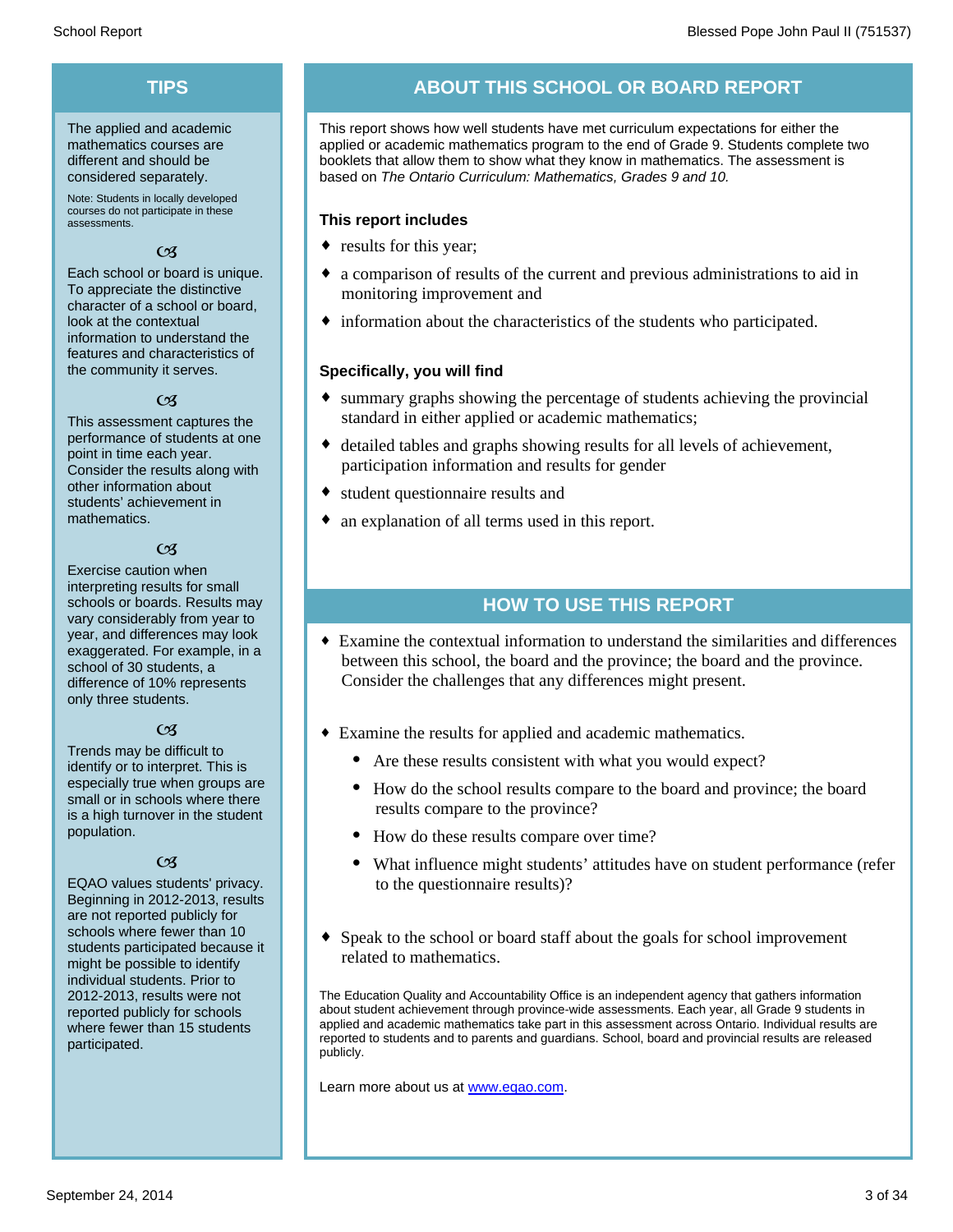## TIPS

The applied and academic mathematics courses are different and should be considered separately.

Note: Students in locally developed courses do not participate in these assessments.

Each school or board is unique. To appreciate the distinctive character of a school or board, look at the contextual information to understand the features and characteristics of the community it serves.

This assessment captures the performance of students at one point in time each year. Consider the results along with other information about students' achievement in mathematics.

Exercise caution when interpreting results for small schools or boards. Results may vary considerably from year to year, and differences may look exaggerated. For example, in a school of 30 students, a difference of 10% represents only three students.

Trends may be difficult to identify or to interpret. This is especially true when groups are small or in schools where there is a high turnover in the student population.

EQAO values students' privacy. Beginning in 2012-2013, results are not reported publicly for schools where fewer than 10 students participated because it might be possible to identify individual students. Prior to 2012-2013, results were not reported publicly for schools where fewer than 15 students participated.

## ABOUT THIS SCHOOL OR BOARD REPORT

This report shows how well students have met curriculum expectations for either the applied or academic mathematics program to the end of Grade 9. Students complete two booklets that allow them to show what they know in mathematics. The assessment is based on *The Ontario Curriculum: Mathematics, Grades 9 and 10.*

**This report includes**

- results for this year;
- a comparison of results of the current and previous administrations to aid in monitoring improvement and
- information about the characteristics of the students who participated.

**Specifically, you will find**

- summary graphs showing the percentage of students achieving the provincial standard in either applied or academic mathematics;
- detailed tables and graphs showing results for all levels of achievement, participation information and results for gender
- student questionnaire results and
- an explanation of all terms used in this report.

## HOW TO USE THIS REPORT

- Examine the contextual information to understand the similarities and differences between this school, the board and the province; the board and the province. Consider the challenges that any differences might present.
- Examine the results for applied and academic mathematics.
  - Are these results consistent with what you would expect?
  - How do the school results compare to the board and province; the board results compare to the province?
  - How do these results compare over time?
  - What influence might students' attitudes have on student performance (refer to the questionnaire results)?
- Speak to the school or board staff about the goals for school improvement related to mathematics.

The Education Quality and Accountability Office is an independent agency that gathers information about student achievement through province-wide assessments. Each year, all Grade 9 students in applied and academic mathematics take part in this assessment across Ontario. Individual results are reported to students and to parents and guardians. School, board and provincial results are released publicly.

Learn more about us at [www.eqao.com](www.eqao.com).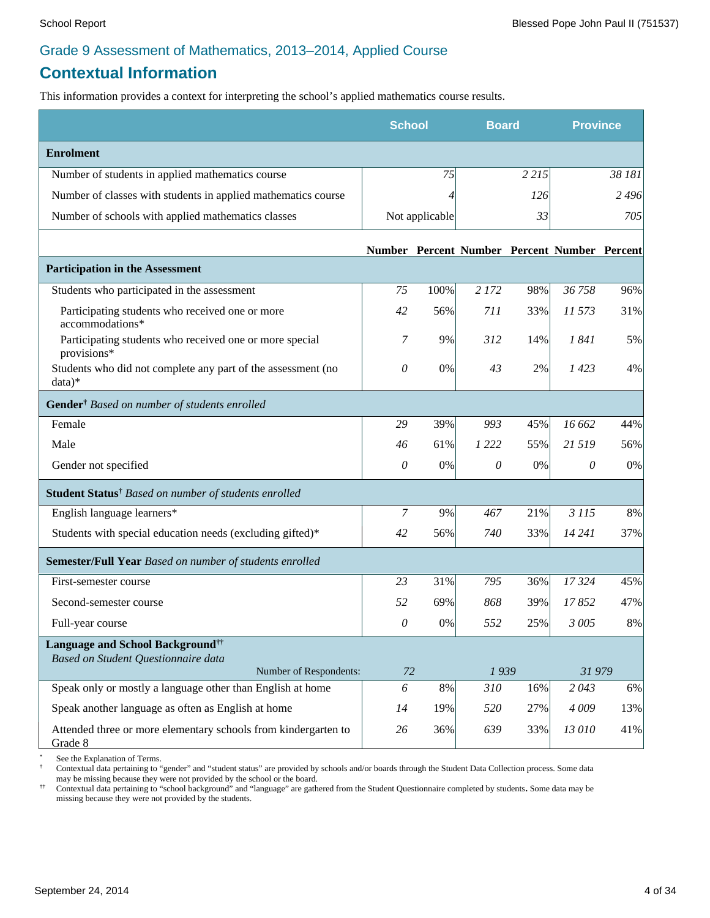## Grade 9 Assessment of Mathematics, 2013–2014, Applied Course

# Contextual Information

This information provides a context for interpreting the school's applied mathematics course results.

| | School | | Board | | Province | |
|---|---|---|---|---|---|---|
| **Enrolment** | | | | | | |
| Number of students in applied mathematics course | | *75* | | *2 215* | | *38 181* |
| Number of classes with students in applied mathematics course | | *4* | | *126* | | *2 496* |
| Number of schools with applied mathematics classes | | Not applicable | | *33* | | *705* |
| | **Number** | **Percent** | **Number** | **Percent** | **Number** | **Percent** |
| **Participation in the Assessment** | | | | | | |
| Students who participated in the assessment | *75* | 100% | *2 172* | 98% | *36 758* | 96% |
| Participating students who received one or more accommodations* | *42* | 56% | *711* | 33% | *11 573* | 31% |
| Participating students who received one or more special provisions* | *7* | 9% | *312* | 14% | *1 841* | 5% |
| Students who did not complete any part of the assessment (no data)* | *0* | 0% | *43* | 2% | *1 423* | 4% |
| **Gender**† *Based on number of students enrolled* | | | | | | |
| Female | *29* | 39% | *993* | 45% | *16 662* | 44% |
| Male | *46* | 61% | *1 222* | 55% | *21 519* | 56% |
| Gender not specified | *0* | 0% | *0* | 0% | *0* | 0% |
| **Student Status**† *Based on number of students enrolled* | | | | | | |
| English language learners* | *7* | 9% | *467* | 21% | *3 115* | 8% |
| Students with special education needs (excluding gifted)* | *42* | 56% | *740* | 33% | *14 241* | 37% |
| **Semester/Full Year** *Based on number of students enrolled* | | | | | | |
| First-semester course | *23* | 31% | *795* | 36% | *17 324* | 45% |
| Second-semester course | *52* | 69% | *868* | 39% | *17 852* | 47% |
| Full-year course | *0* | 0% | *552* | 25% | *3 005* | 8% |
| **Language and School Background**†† *Based on Student Questionnaire data* Number of Respondents: | *72* | | *1 939* | | *31 979* | |
| Speak only or mostly a language other than English at home | *6* | 8% | *310* | 16% | *2 043* | 6% |
| Speak another language as often as English at home | *14* | 19% | *520* | 27% | *4 009* | 13% |
| Attended three or more elementary schools from kindergarten to Grade 8 | *26* | 36% | *639* | 33% | *13 010* | 41% |

\* See the Explanation of Terms.

† Contextual data pertaining to "gender" and "student status" are provided by schools and/or boards through the Student Data Collection process. Some data may be missing because they were not provided by the school or the board.

†† Contextual data pertaining to "school background" and "language" are gathered from the Student Questionnaire completed by students. Some data may be missing because they were not provided by the students.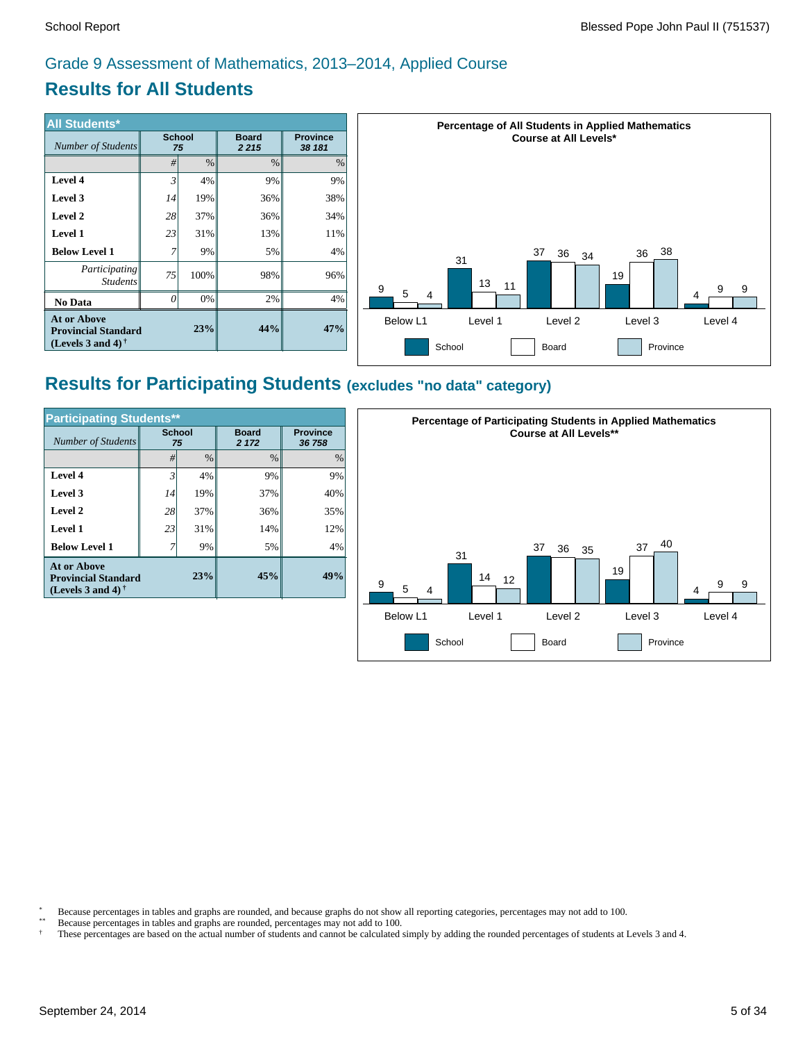Grade 9 Assessment of Mathematics, 2013–2014, Applied Course

# Results for All Students

| All Students* | School | | Board | Province |
|---|---|---|---|---|
| *Number of Students* | 75 | | 2 215 | 38 181 |
| | # | % | % | % |
| **Level 4** | 3 | 4% | 9% | 9% |
| **Level 3** | 14 | 19% | 36% | 38% |
| **Level 2** | 28 | 37% | 36% | 34% |
| **Level 1** | 23 | 31% | 13% | 11% |
| **Below Level 1** | 7 | 9% | 5% | 4% |
| *Participating Students* | 75 | 100% | 98% | 96% |
| **No Data** | 0 | 0% | 2% | 4% |
| **At or Above Provincial Standard (Levels 3 and 4)** † | | **23%** | **44%** | **47%** |

**Percentage of All Students in Applied Mathematics Course at All Levels***

| | School | Board | Province |
|---|---|---|---|
| Below L1 | 9 | 5 | 4 |
| Level 1 | 31 | 13 | 11 |
| Level 2 | 37 | 36 | 34 |
| Level 3 | 19 | 36 | 38 |
| Level 4 | 4 | 9 | 9 |

# Results for Participating Students (excludes "no data" category)

| Participating Students** | School | | Board | Province |
|---|---|---|---|---|
| *Number of Students* | 75 | | 2 172 | 36 758 |
| | # | % | % | % |
| **Level 4** | 3 | 4% | 9% | 9% |
| **Level 3** | 14 | 19% | 37% | 40% |
| **Level 2** | 28 | 37% | 36% | 35% |
| **Level 1** | 23 | 31% | 14% | 12% |
| **Below Level 1** | 7 | 9% | 5% | 4% |
| **At or Above Provincial Standard (Levels 3 and 4)** † | | **23%** | **45%** | **49%** |

**Percentage of Participating Students in Applied Mathematics Course at All Levels****

| | School | Board | Province |
|---|---|---|---|
| Below L1 | 9 | 5 | 4 |
| Level 1 | 31 | 14 | 12 |
| Level 2 | 37 | 36 | 35 |
| Level 3 | 19 | 37 | 40 |
| Level 4 | 4 | 9 | 9 |

\* Because percentages in tables and graphs are rounded, and because graphs do not show all reporting categories, percentages may not add to 100.
\*\* Because percentages in tables and graphs are rounded, percentages may not add to 100.
† These percentages are based on the actual number of students and cannot be calculated simply by adding the rounded percentages of students at Levels 3 and 4.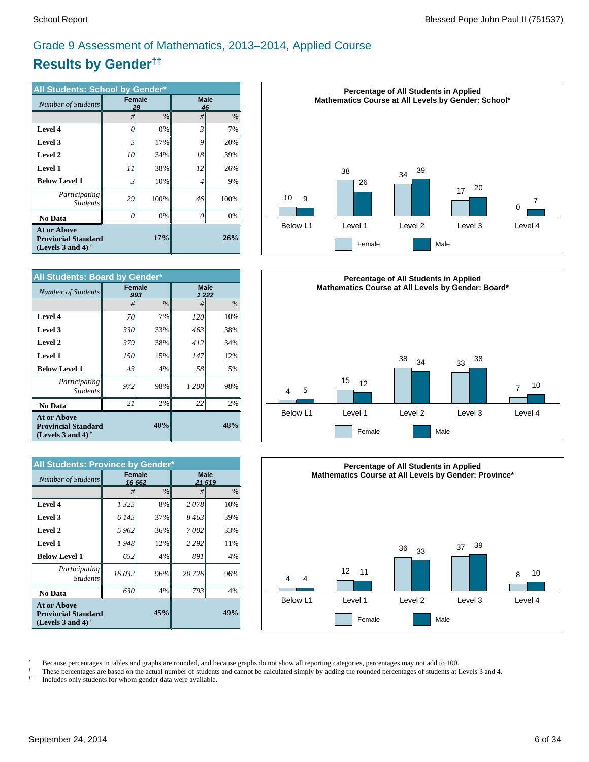# Grade 9 Assessment of Mathematics, 2013–2014, Applied Course

## Results by Gender††

| All Students: School by Gender* | Female | | Male | |
|---|---|---|---|---|
| *Number of Students* | *29* | | *46* | |
| | # | % | # | % |
| **Level 4** | *0* | 0% | *3* | 7% |
| **Level 3** | *5* | 17% | *9* | 20% |
| **Level 2** | *10* | 34% | *18* | 39% |
| **Level 1** | *11* | 38% | *12* | 26% |
| **Below Level 1** | *3* | 10% | *4* | 9% |
| *Participating Students* | *29* | 100% | *46* | 100% |
| **No Data** | *0* | 0% | *0* | 0% |
| **At or Above Provincial Standard (Levels 3 and 4)** † | | **17%** | | **26%** |

**Percentage of All Students in Applied Mathematics Course at All Levels by Gender: School***

| | Below L1 | Level 1 | Level 2 | Level 3 | Level 4 |
|---|---|---|---|---|---|
| Female | 10 | 38 | 34 | 17 | 0 |
| Male | 9 | 26 | 39 | 20 | 7 |

| All Students: Board by Gender* | Female | | Male | |
|---|---|---|---|---|
| *Number of Students* | *993* | | *1 222* | |
| | # | % | # | % |
| **Level 4** | *70* | 7% | *120* | 10% |
| **Level 3** | *330* | 33% | *463* | 38% |
| **Level 2** | *379* | 38% | *412* | 34% |
| **Level 1** | *150* | 15% | *147* | 12% |
| **Below Level 1** | *43* | 4% | *58* | 5% |
| *Participating Students* | *972* | 98% | *1 200* | 98% |
| **No Data** | *21* | 2% | *22* | 2% |
| **At or Above Provincial Standard (Levels 3 and 4)** † | | **40%** | | **48%** |

**Percentage of All Students in Applied Mathematics Course at All Levels by Gender: Board***

| | Below L1 | Level 1 | Level 2 | Level 3 | Level 4 |
|---|---|---|---|---|---|
| Female | 4 | 15 | 38 | 33 | 7 |
| Male | 5 | 12 | 34 | 38 | 10 |

| All Students: Province by Gender* | Female | | Male | |
|---|---|---|---|---|
| *Number of Students* | *16 662* | | *21 519* | |
| | # | % | # | % |
| **Level 4** | *1 325* | 8% | *2 078* | 10% |
| **Level 3** | *6 145* | 37% | *8 463* | 39% |
| **Level 2** | *5 962* | 36% | *7 002* | 33% |
| **Level 1** | *1 948* | 12% | *2 292* | 11% |
| **Below Level 1** | *652* | 4% | *891* | 4% |
| *Participating Students* | *16 032* | 96% | *20 726* | 96% |
| **No Data** | *630* | 4% | *793* | 4% |
| **At or Above Provincial Standard (Levels 3 and 4)** † | | **45%** | | **49%** |

**Percentage of All Students in Applied Mathematics Course at All Levels by Gender: Province***

| | Below L1 | Level 1 | Level 2 | Level 3 | Level 4 |
|---|---|---|---|---|---|
| Female | 4 | 12 | 36 | 37 | 8 |
| Male | 4 | 11 | 33 | 39 | 10 |

\* Because percentages in tables and graphs are rounded, and because graphs do not show all reporting categories, percentages may not add to 100.
† These percentages are based on the actual number of students and cannot be calculated simply by adding the rounded percentages of students at Levels 3 and 4.
†† Includes only students for whom gender data were available.

September 24, 2014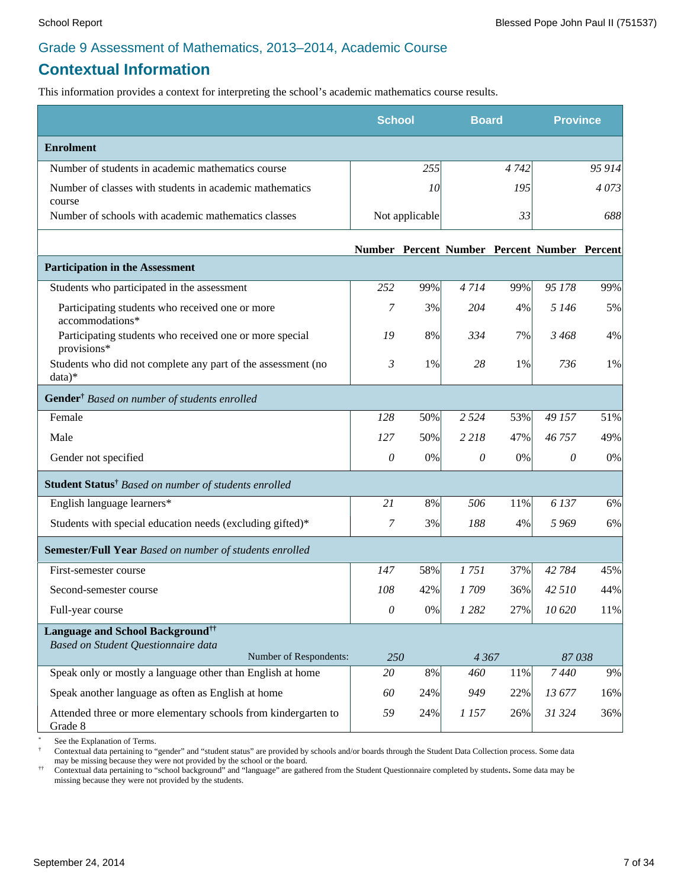## Grade 9 Assessment of Mathematics, 2013–2014, Academic Course

# Contextual Information

This information provides a context for interpreting the school's academic mathematics course results.

| | School | | Board | | Province | |
|---|---|---|---|---|---|---|
| **Enrolment** | | | | | | |
| Number of students in academic mathematics course | | 255 | | 4 742 | | 95 914 |
| Number of classes with students in academic mathematics course | | 10 | | 195 | | 4 073 |
| Number of schools with academic mathematics classes | | Not applicable | | 33 | | 688 |
| | **Number** | **Percent** | **Number** | **Percent** | **Number** | **Percent** |
| **Participation in the Assessment** | | | | | | |
| Students who participated in the assessment | 252 | 99% | 4 714 | 99% | 95 178 | 99% |
| Participating students who received one or more accommodations* | 7 | 3% | 204 | 4% | 5 146 | 5% |
| Participating students who received one or more special provisions* | 19 | 8% | 334 | 7% | 3 468 | 4% |
| Students who did not complete any part of the assessment (no data)* | 3 | 1% | 28 | 1% | 736 | 1% |
| **Gender**[†] *Based on number of students enrolled* | | | | | | |
| Female | 128 | 50% | 2 524 | 53% | 49 157 | 51% |
| Male | 127 | 50% | 2 218 | 47% | 46 757 | 49% |
| Gender not specified | 0 | 0% | 0 | 0% | 0 | 0% |
| **Student Status**[†] *Based on number of students enrolled* | | | | | | |
| English language learners* | 21 | 8% | 506 | 11% | 6 137 | 6% |
| Students with special education needs (excluding gifted)* | 7 | 3% | 188 | 4% | 5 969 | 6% |
| **Semester/Full Year** *Based on number of students enrolled* | | | | | | |
| First-semester course | 147 | 58% | 1 751 | 37% | 42 784 | 45% |
| Second-semester course | 108 | 42% | 1 709 | 36% | 42 510 | 44% |
| Full-year course | 0 | 0% | 1 282 | 27% | 10 620 | 11% |
| **Language and School Background**[††] *Based on Student Questionnaire data* | | | | | | |
| Number of Respondents: | 250 | | 4 367 | | 87 038 | |
| Speak only or mostly a language other than English at home | 20 | 8% | 460 | 11% | 7 440 | 9% |
| Speak another language as often as English at home | 60 | 24% | 949 | 22% | 13 677 | 16% |
| Attended three or more elementary schools from kindergarten to Grade 8 | 59 | 24% | 1 157 | 26% | 31 324 | 36% |

\* See the Explanation of Terms.

† Contextual data pertaining to "gender" and "student status" are provided by schools and/or boards through the Student Data Collection process. Some data may be missing because they were not provided by the school or the board.

†† Contextual data pertaining to "school background" and "language" are gathered from the Student Questionnaire completed by students. Some data may be missing because they were not provided by the students.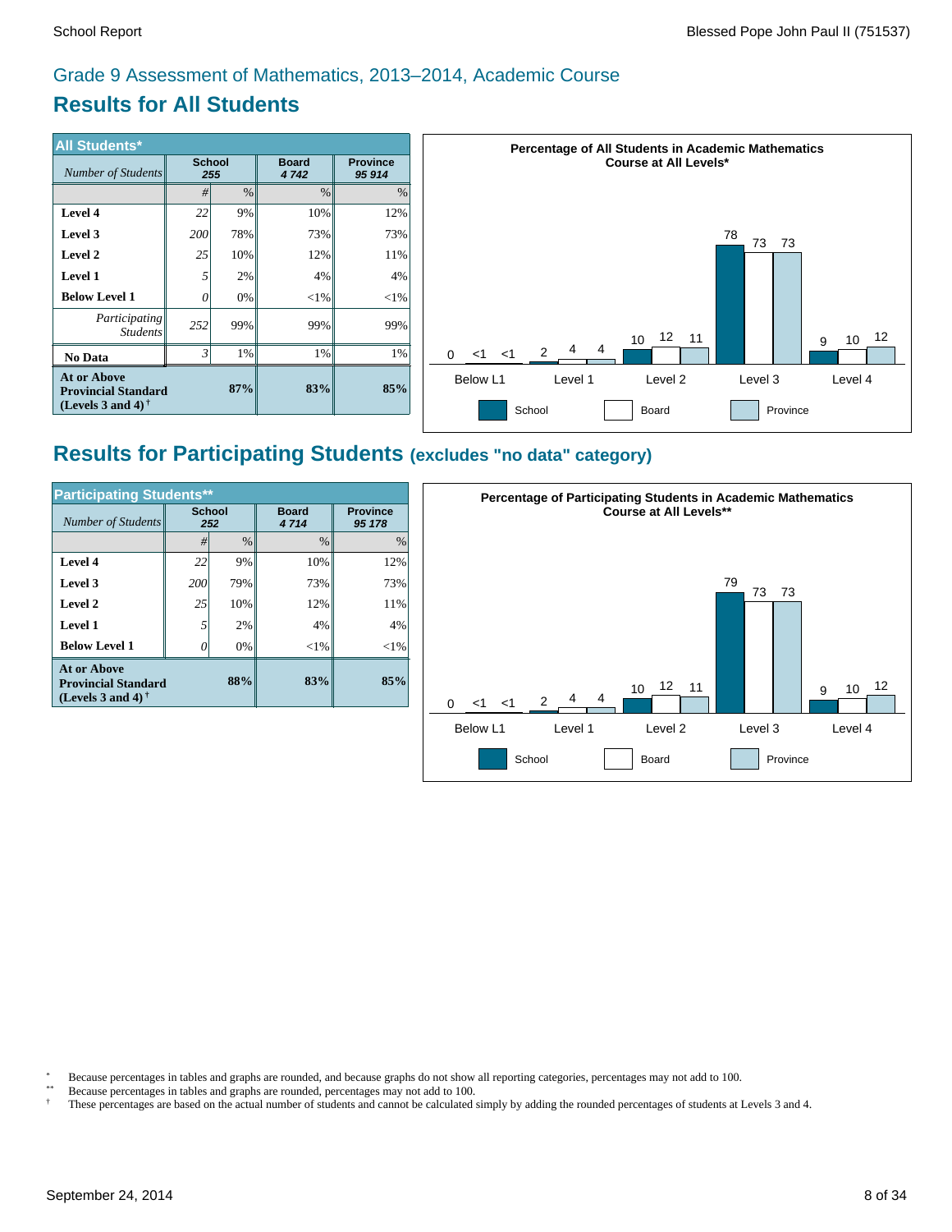## Grade 9 Assessment of Mathematics, 2013–2014, Academic Course

# Results for All Students

| All Students* | School | | Board | Province |
|---|---|---|---|---|
| *Number of Students* | 255 | | 4 742 | 95 914 |
| | # | % | % | % |
| **Level 4** | 22 | 9% | 10% | 12% |
| **Level 3** | 200 | 78% | 73% | 73% |
| **Level 2** | 25 | 10% | 12% | 11% |
| **Level 1** | 5 | 2% | 4% | 4% |
| **Below Level 1** | 0 | 0% | <1% | <1% |
| *Participating Students* | 252 | 99% | 99% | 99% |
| **No Data** | 3 | 1% | 1% | 1% |
| **At or Above Provincial Standard (Levels 3 and 4)** † | | **87%** | **83%** | **85%** |

**Percentage of All Students in Academic Mathematics Course at All Levels***

| | School | Board | Province |
|---|---|---|---|
| Below L1 | 0 | <1 | <1 |
| Level 1 | 2 | 4 | 4 |
| Level 2 | 10 | 12 | 11 |
| Level 3 | 78 | 73 | 73 |
| Level 4 | 9 | 10 | 12 |

# Results for Participating Students (excludes "no data" category)

| Participating Students** | School | | Board | Province |
|---|---|---|---|---|
| *Number of Students* | 252 | | 4 714 | 95 178 |
| | # | % | % | % |
| **Level 4** | 22 | 9% | 10% | 12% |
| **Level 3** | 200 | 79% | 73% | 73% |
| **Level 2** | 25 | 10% | 12% | 11% |
| **Level 1** | 5 | 2% | 4% | 4% |
| **Below Level 1** | 0 | 0% | <1% | <1% |
| **At or Above Provincial Standard (Levels 3 and 4)** † | | **88%** | **83%** | **85%** |

**Percentage of Participating Students in Academic Mathematics Course at All Levels****

| | School | Board | Province |
|---|---|---|---|
| Below L1 | 0 | <1 | <1 |
| Level 1 | 2 | 4 | 4 |
| Level 2 | 10 | 12 | 11 |
| Level 3 | 79 | 73 | 73 |
| Level 4 | 9 | 10 | 12 |

\* Because percentages in tables and graphs are rounded, and because graphs do not show all reporting categories, percentages may not add to 100.

\** Because percentages in tables and graphs are rounded, percentages may not add to 100.

† These percentages are based on the actual number of students and cannot be calculated simply by adding the rounded percentages of students at Levels 3 and 4.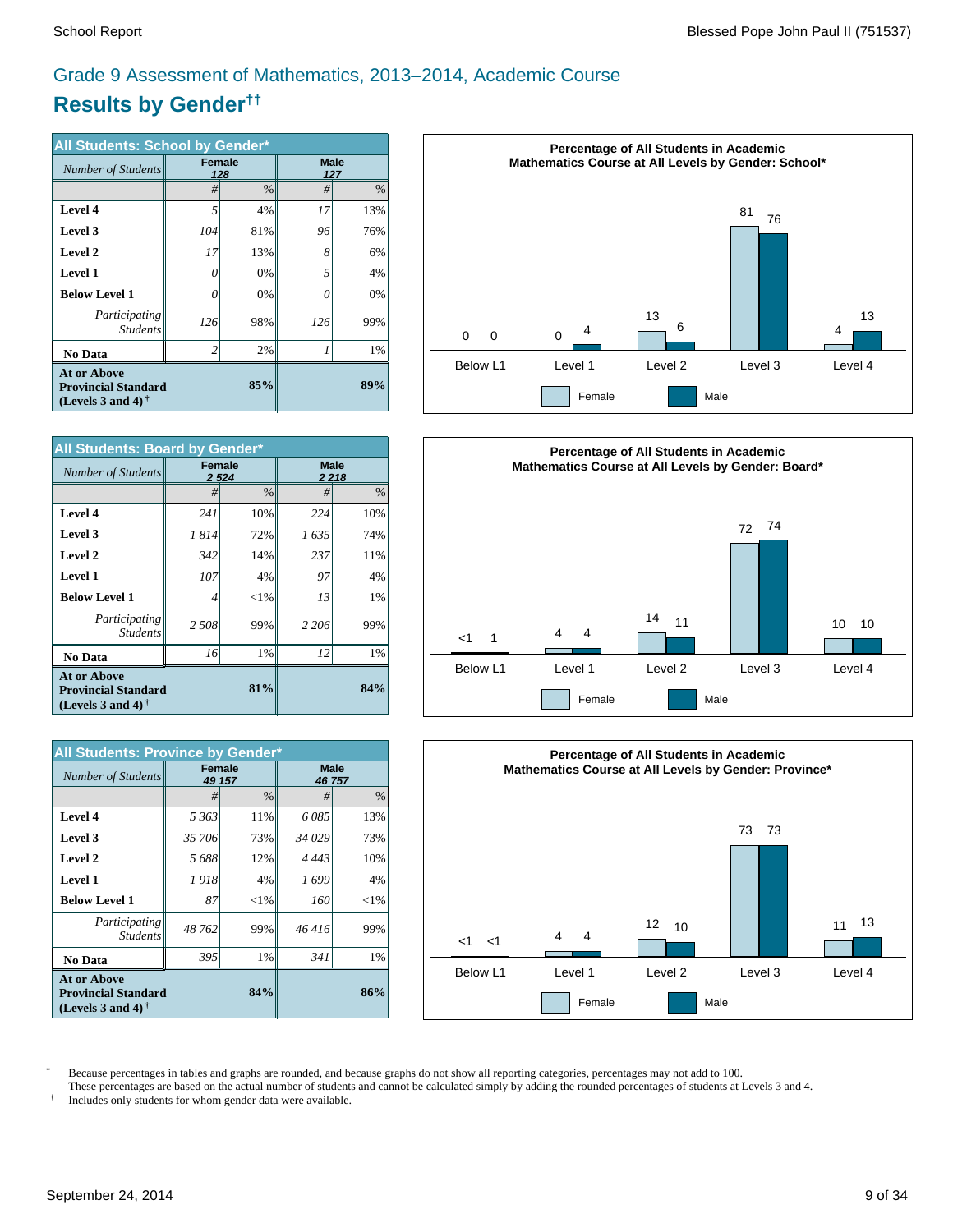## Grade 9 Assessment of Mathematics, 2013–2014, Academic Course

# Results by Gender††

| All Students: School by Gender* | Female | | Male | |
|---|---|---|---|---|
| *Number of Students* | 128 | | 127 | |
| | # | % | # | % |
| **Level 4** | 5 | 4% | 17 | 13% |
| **Level 3** | 104 | 81% | 96 | 76% |
| **Level 2** | 17 | 13% | 8 | 6% |
| **Level 1** | 0 | 0% | 5 | 4% |
| **Below Level 1** | 0 | 0% | 0 | 0% |
| *Participating Students* | 126 | 98% | 126 | 99% |
| **No Data** | 2 | 2% | 1 | 1% |
| **At or Above Provincial Standard (Levels 3 and 4)** † | | **85%** | | **89%** |

**Percentage of All Students in Academic Mathematics Course at All Levels by Gender: School***

| | Below L1 | Level 1 | Level 2 | Level 3 | Level 4 |
|---|---|---|---|---|---|
| Female | 0 | 0 | 13 | 81 | 4 |
| Male | 0 | 4 | 6 | 76 | 13 |

| All Students: Board by Gender* | Female | | Male | |
|---|---|---|---|---|
| *Number of Students* | 2 524 | | 2 218 | |
| | # | % | # | % |
| **Level 4** | 241 | 10% | 224 | 10% |
| **Level 3** | 1 814 | 72% | 1 635 | 74% |
| **Level 2** | 342 | 14% | 237 | 11% |
| **Level 1** | 107 | 4% | 97 | 4% |
| **Below Level 1** | 4 | <1% | 13 | 1% |
| *Participating Students* | 2 508 | 99% | 2 206 | 99% |
| **No Data** | 16 | 1% | 12 | 1% |
| **At or Above Provincial Standard (Levels 3 and 4)** † | | **81%** | | **84%** |

**Percentage of All Students in Academic Mathematics Course at All Levels by Gender: Board***

| | Below L1 | Level 1 | Level 2 | Level 3 | Level 4 |
|---|---|---|---|---|---|
| Female | <1 | 4 | 14 | 72 | 10 |
| Male | 1 | 4 | 11 | 74 | 10 |

| All Students: Province by Gender* | Female | | Male | |
|---|---|---|---|---|
| *Number of Students* | 49 157 | | 46 757 | |
| | # | % | # | % |
| **Level 4** | 5 363 | 11% | 6 085 | 13% |
| **Level 3** | 35 706 | 73% | 34 029 | 73% |
| **Level 2** | 5 688 | 12% | 4 443 | 10% |
| **Level 1** | 1 918 | 4% | 1 699 | 4% |
| **Below Level 1** | 87 | <1% | 160 | <1% |
| *Participating Students* | 48 762 | 99% | 46 416 | 99% |
| **No Data** | 395 | 1% | 341 | 1% |
| **At or Above Provincial Standard (Levels 3 and 4)** † | | **84%** | | **86%** |

**Percentage of All Students in Academic Mathematics Course at All Levels by Gender: Province***

| | Below L1 | Level 1 | Level 2 | Level 3 | Level 4 |
|---|---|---|---|---|---|
| Female | <1 | 4 | 12 | 73 | 11 |
| Male | <1 | 4 | 10 | 73 | 13 |

\* Because percentages in tables and graphs are rounded, and because graphs do not show all reporting categories, percentages may not add to 100.

† These percentages are based on the actual number of students and cannot be calculated simply by adding the rounded percentages of students at Levels 3 and 4.

†† Includes only students for whom gender data were available.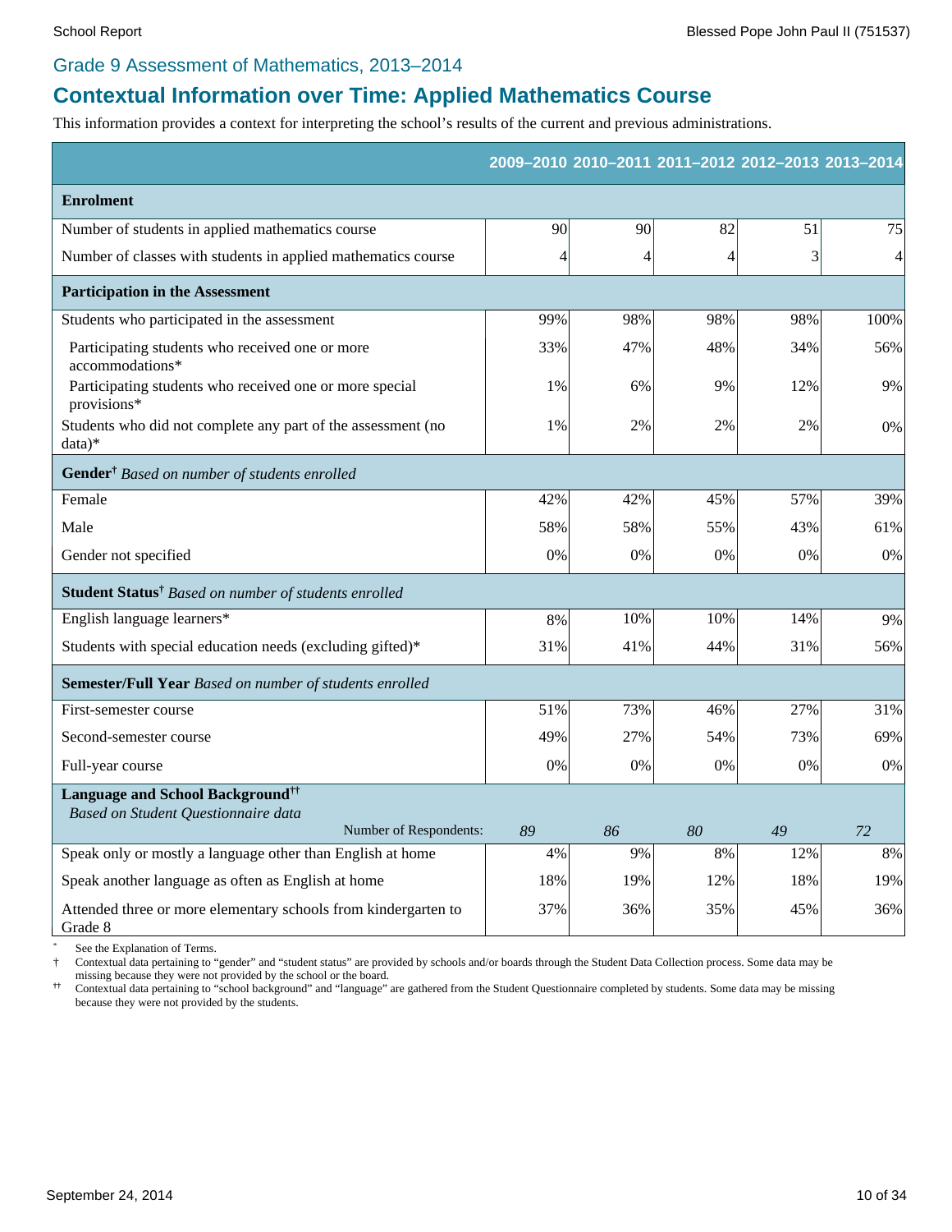Grade 9 Assessment of Mathematics, 2013–2014

# Contextual Information over Time: Applied Mathematics Course

This information provides a context for interpreting the school's results of the current and previous administrations.

| | 2009–2010 | 2010–2011 | 2011–2012 | 2012–2013 | 2013–2014 |
|---|---|---|---|---|---|
| **Enrolment** | | | | | |
| Number of students in applied mathematics course | 90 | 90 | 82 | 51 | 75 |
| Number of classes with students in applied mathematics course | 4 | 4 | 4 | 3 | 4 |
| **Participation in the Assessment** | | | | | |
| Students who participated in the assessment | 99% | 98% | 98% | 98% | 100% |
| Participating students who received one or more accommodations* | 33% | 47% | 48% | 34% | 56% |
| Participating students who received one or more special provisions* | 1% | 6% | 9% | 12% | 9% |
| Students who did not complete any part of the assessment (no data)* | 1% | 2% | 2% | 2% | 0% |
| **Gender**† *Based on number of students enrolled* | | | | | |
| Female | 42% | 42% | 45% | 57% | 39% |
| Male | 58% | 58% | 55% | 43% | 61% |
| Gender not specified | 0% | 0% | 0% | 0% | 0% |
| **Student Status**† *Based on number of students enrolled* | | | | | |
| English language learners* | 8% | 10% | 10% | 14% | 9% |
| Students with special education needs (excluding gifted)* | 31% | 41% | 44% | 31% | 56% |
| **Semester/Full Year** *Based on number of students enrolled* | | | | | |
| First-semester course | 51% | 73% | 46% | 27% | 31% |
| Second-semester course | 49% | 27% | 54% | 73% | 69% |
| Full-year course | 0% | 0% | 0% | 0% | 0% |
| **Language and School Background**†† *Based on Student Questionnaire data* | | | | | |
| Number of Respondents: | *89* | *86* | *80* | *49* | *72* |
| Speak only or mostly a language other than English at home | 4% | 9% | 8% | 12% | 8% |
| Speak another language as often as English at home | 18% | 19% | 12% | 18% | 19% |
| Attended three or more elementary schools from kindergarten to Grade 8 | 37% | 36% | 35% | 45% | 36% |

\* See the Explanation of Terms.

† Contextual data pertaining to "gender" and "student status" are provided by schools and/or boards through the Student Data Collection process. Some data may be missing because they were not provided by the school or the board.

†† Contextual data pertaining to "school background" and "language" are gathered from the Student Questionnaire completed by students. Some data may be missing because they were not provided by the students.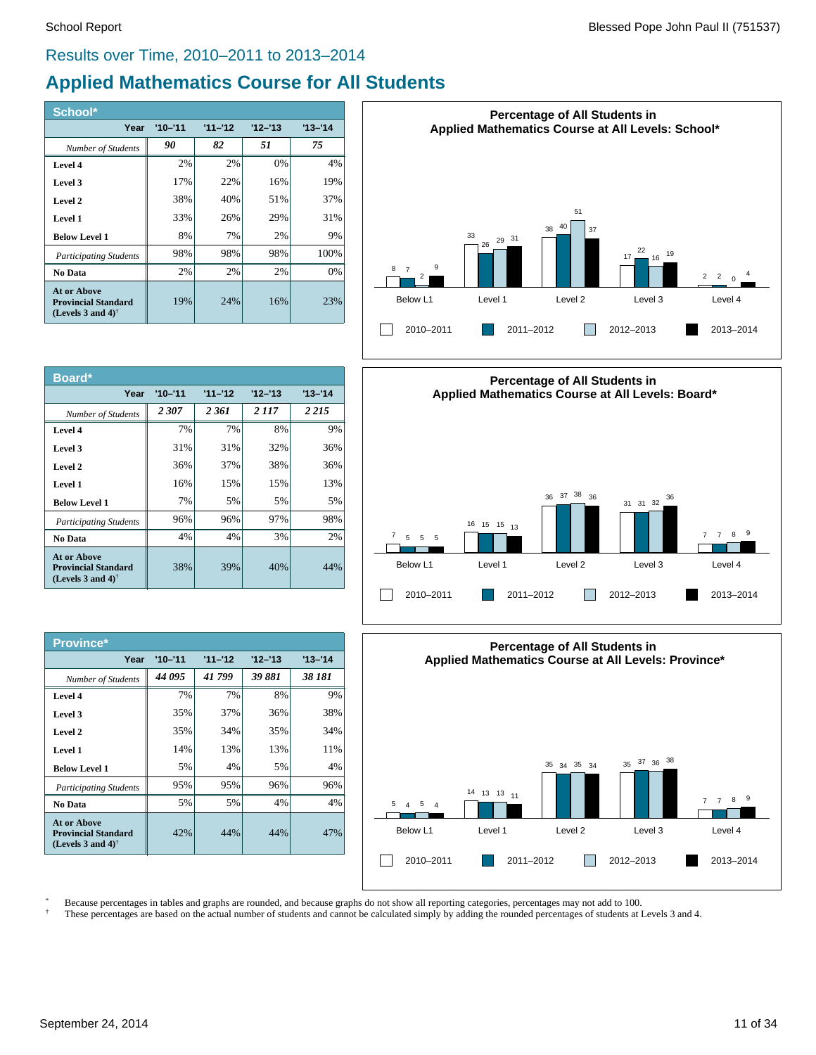## Results over Time, 2010–2011 to 2013–2014

# Applied Mathematics Course for All Students

### School*

| Year | '10–'11 | '11–'12 | '12–'13 | '13–'14 |
|---|---|---|---|---|
| *Number of Students* | *90* | *82* | *51* | *75* |
| **Level 4** | 2% | 2% | 0% | 4% |
| **Level 3** | 17% | 22% | 16% | 19% |
| **Level 2** | 38% | 40% | 51% | 37% |
| **Level 1** | 33% | 26% | 29% | 31% |
| **Below Level 1** | 8% | 7% | 2% | 9% |
| *Participating Students* | 98% | 98% | 98% | 100% |
| **No Data** | 2% | 2% | 2% | 0% |
| **At or Above Provincial Standard (Levels 3 and 4)†** | 19% | 24% | 16% | 23% |

**Percentage of All Students in Applied Mathematics Course at All Levels: School***

| | Below L1 | Level 1 | Level 2 | Level 3 | Level 4 |
|---|---|---|---|---|---|
| 2010–2011 | 8 | 33 | 38 | 17 | 2 |
| 2011–2012 | 7 | 26 | 40 | 22 | 2 |
| 2012–2013 | 2 | 29 | 51 | 16 | 0 |
| 2013–2014 | 9 | 31 | 37 | 19 | 4 |

### Board*

| Year | '10–'11 | '11–'12 | '12–'13 | '13–'14 |
|---|---|---|---|---|
| *Number of Students* | *2 307* | *2 361* | *2 117* | *2 215* |
| **Level 4** | 7% | 7% | 8% | 9% |
| **Level 3** | 31% | 31% | 32% | 36% |
| **Level 2** | 36% | 37% | 38% | 36% |
| **Level 1** | 16% | 15% | 15% | 13% |
| **Below Level 1** | 7% | 5% | 5% | 5% |
| *Participating Students* | 96% | 96% | 97% | 98% |
| **No Data** | 4% | 4% | 3% | 2% |
| **At or Above Provincial Standard (Levels 3 and 4)†** | 38% | 39% | 40% | 44% |

**Percentage of All Students in Applied Mathematics Course at All Levels: Board***

| | Below L1 | Level 1 | Level 2 | Level 3 | Level 4 |
|---|---|---|---|---|---|
| 2010–2011 | 7 | 16 | 36 | 31 | 7 |
| 2011–2012 | 5 | 15 | 37 | 31 | 7 |
| 2012–2013 | 5 | 15 | 38 | 32 | 8 |
| 2013–2014 | 5 | 13 | 36 | 36 | 9 |

### Province*

| Year | '10–'11 | '11–'12 | '12–'13 | '13–'14 |
|---|---|---|---|---|
| *Number of Students* | *44 095* | *41 799* | *39 881* | *38 181* |
| **Level 4** | 7% | 7% | 8% | 9% |
| **Level 3** | 35% | 37% | 36% | 38% |
| **Level 2** | 35% | 34% | 35% | 34% |
| **Level 1** | 14% | 13% | 13% | 11% |
| **Below Level 1** | 5% | 4% | 5% | 4% |
| *Participating Students* | 95% | 95% | 96% | 96% |
| **No Data** | 5% | 5% | 4% | 4% |
| **At or Above Provincial Standard (Levels 3 and 4)†** | 42% | 44% | 44% | 47% |

**Percentage of All Students in Applied Mathematics Course at All Levels: Province***

| | Below L1 | Level 1 | Level 2 | Level 3 | Level 4 |
|---|---|---|---|---|---|
| 2010–2011 | 5 | 14 | 35 | 35 | 7 |
| 2011–2012 | 4 | 13 | 34 | 37 | 7 |
| 2012–2013 | 5 | 13 | 35 | 36 | 8 |
| 2013–2014 | 4 | 11 | 34 | 38 | 9 |

\* Because percentages in tables and graphs are rounded, and because graphs do not show all reporting categories, percentages may not add to 100.

† These percentages are based on the actual number of students and cannot be calculated simply by adding the rounded percentages of students at Levels 3 and 4.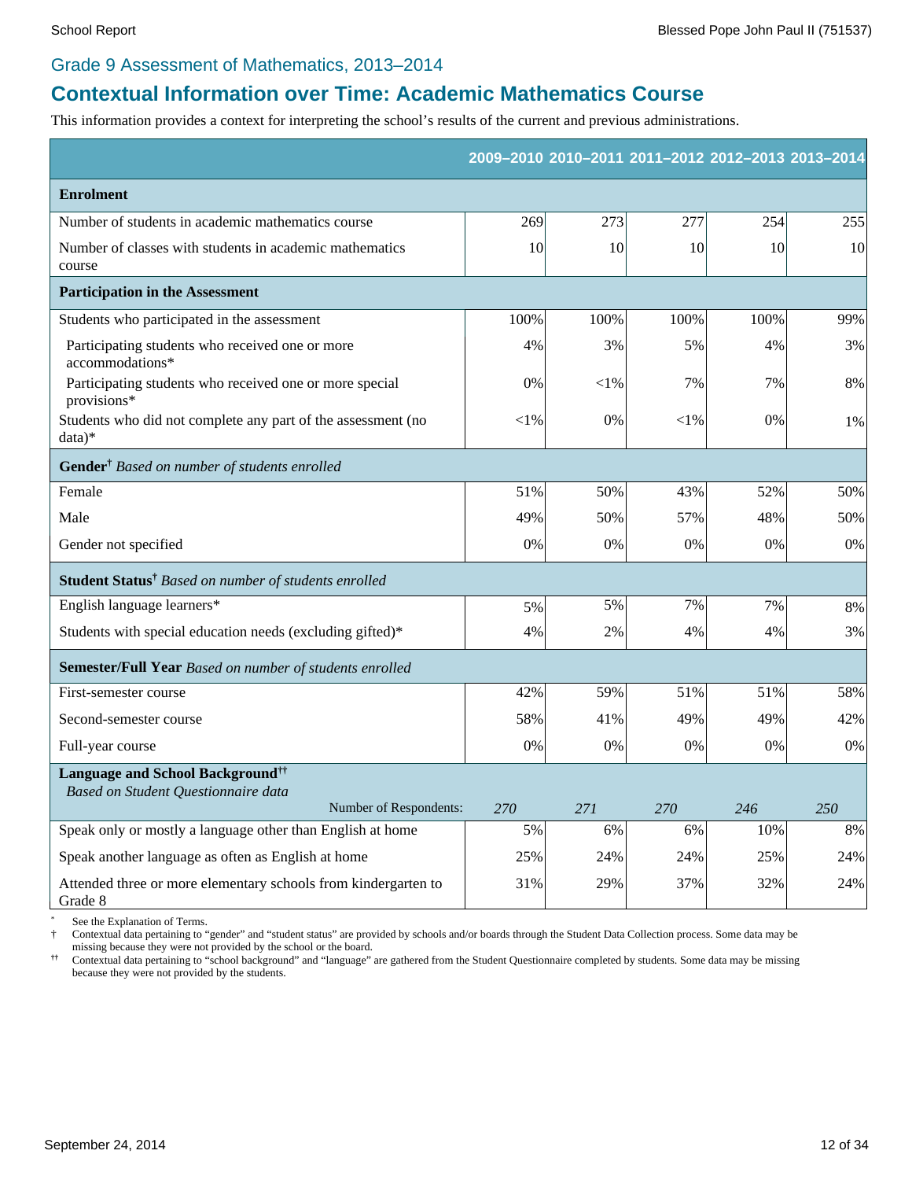## Grade 9 Assessment of Mathematics, 2013–2014

# Contextual Information over Time: Academic Mathematics Course

This information provides a context for interpreting the school's results of the current and previous administrations.

| | 2009–2010 | 2010–2011 | 2011–2012 | 2012–2013 | 2013–2014 |
|---|---|---|---|---|---|
| **Enrolment** | | | | | |
| Number of students in academic mathematics course | 269 | 273 | 277 | 254 | 255 |
| Number of classes with students in academic mathematics course | 10 | 10 | 10 | 10 | 10 |
| **Participation in the Assessment** | | | | | |
| Students who participated in the assessment | 100% | 100% | 100% | 100% | 99% |
| Participating students who received one or more accommodations* | 4% | 3% | 5% | 4% | 3% |
| Participating students who received one or more special provisions* | 0% | <1% | 7% | 7% | 8% |
| Students who did not complete any part of the assessment (no data)* | <1% | 0% | <1% | 0% | 1% |
| **Gender**† *Based on number of students enrolled* | | | | | |
| Female | 51% | 50% | 43% | 52% | 50% |
| Male | 49% | 50% | 57% | 48% | 50% |
| Gender not specified | 0% | 0% | 0% | 0% | 0% |
| **Student Status**† *Based on number of students enrolled* | | | | | |
| English language learners* | 5% | 5% | 7% | 7% | 8% |
| Students with special education needs (excluding gifted)* | 4% | 2% | 4% | 4% | 3% |
| **Semester/Full Year** *Based on number of students enrolled* | | | | | |
| First-semester course | 42% | 59% | 51% | 51% | 58% |
| Second-semester course | 58% | 41% | 49% | 49% | 42% |
| Full-year course | 0% | 0% | 0% | 0% | 0% |
| **Language and School Background**†† *Based on Student Questionnaire data* | | | | | |
| Number of Respondents: | *270* | *271* | *270* | *246* | *250* |
| Speak only or mostly a language other than English at home | 5% | 6% | 6% | 10% | 8% |
| Speak another language as often as English at home | 25% | 24% | 24% | 25% | 24% |
| Attended three or more elementary schools from kindergarten to Grade 8 | 31% | 29% | 37% | 32% | 24% |

\* See the Explanation of Terms.

† Contextual data pertaining to "gender" and "student status" are provided by schools and/or boards through the Student Data Collection process. Some data may be missing because they were not provided by the school or the board.

†† Contextual data pertaining to "school background" and "language" are gathered from the Student Questionnaire completed by students. Some data may be missing because they were not provided by the students.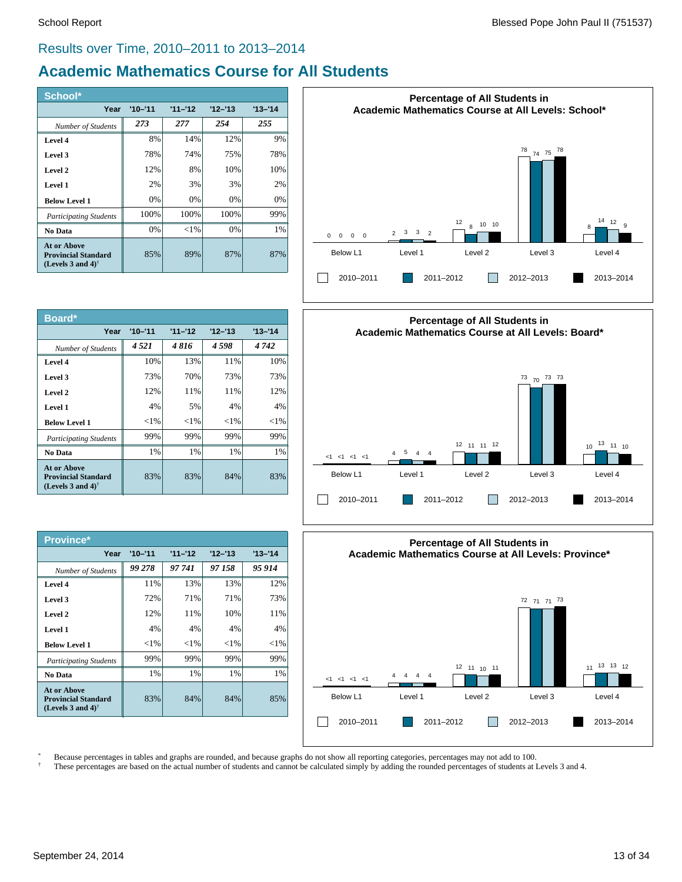## Results over Time, 2010–2011 to 2013–2014

# Academic Mathematics Course for All Students

| School* | '10–'11 | '11–'12 | '12–'13 | '13–'14 |
|---|---|---|---|---|
| *Number of Students* | *273* | *277* | *254* | *255* |
| **Level 4** | 8% | 14% | 12% | 9% |
| **Level 3** | 78% | 74% | 75% | 78% |
| **Level 2** | 12% | 8% | 10% | 10% |
| **Level 1** | 2% | 3% | 3% | 2% |
| **Below Level 1** | 0% | 0% | 0% | 0% |
| *Participating Students* | 100% | 100% | 100% | 99% |
| **No Data** | 0% | <1% | 0% | 1% |
| **At or Above Provincial Standard (Levels 3 and 4)†** | 85% | 89% | 87% | 87% |

**Percentage of All Students in Academic Mathematics Course at All Levels: School***

| | Below L1 | Level 1 | Level 2 | Level 3 | Level 4 |
|---|---|---|---|---|---|
| 2010–2011 | 0 | 2 | 12 | 78 | 8 |
| 2011–2012 | 0 | 3 | 8 | 74 | 14 |
| 2012–2013 | 0 | 3 | 10 | 75 | 12 |
| 2013–2014 | 0 | 2 | 10 | 78 | 9 |

| Board* | '10–'11 | '11–'12 | '12–'13 | '13–'14 |
|---|---|---|---|---|
| *Number of Students* | *4 521* | *4 816* | *4 598* | *4 742* |
| **Level 4** | 10% | 13% | 11% | 10% |
| **Level 3** | 73% | 70% | 73% | 73% |
| **Level 2** | 12% | 11% | 11% | 12% |
| **Level 1** | 4% | 5% | 4% | 4% |
| **Below Level 1** | <1% | <1% | <1% | <1% |
| *Participating Students* | 99% | 99% | 99% | 99% |
| **No Data** | 1% | 1% | 1% | 1% |
| **At or Above Provincial Standard (Levels 3 and 4)†** | 83% | 83% | 84% | 83% |

**Percentage of All Students in Academic Mathematics Course at All Levels: Board***

| | Below L1 | Level 1 | Level 2 | Level 3 | Level 4 |
|---|---|---|---|---|---|
| 2010–2011 | <1 | 4 | 12 | 73 | 10 |
| 2011–2012 | <1 | 5 | 11 | 70 | 13 |
| 2012–2013 | <1 | 4 | 11 | 73 | 11 |
| 2013–2014 | <1 | 4 | 12 | 73 | 10 |

| Province* | '10–'11 | '11–'12 | '12–'13 | '13–'14 |
|---|---|---|---|---|
| *Number of Students* | *99 278* | *97 741* | *97 158* | *95 914* |
| **Level 4** | 11% | 13% | 13% | 12% |
| **Level 3** | 72% | 71% | 71% | 73% |
| **Level 2** | 12% | 11% | 10% | 11% |
| **Level 1** | 4% | 4% | 4% | 4% |
| **Below Level 1** | <1% | <1% | <1% | <1% |
| *Participating Students* | 99% | 99% | 99% | 99% |
| **No Data** | 1% | 1% | 1% | 1% |
| **At or Above Provincial Standard (Levels 3 and 4)†** | 83% | 84% | 84% | 85% |

**Percentage of All Students in Academic Mathematics Course at All Levels: Province***

| | Below L1 | Level 1 | Level 2 | Level 3 | Level 4 |
|---|---|---|---|---|---|
| 2010–2011 | <1 | 4 | 12 | 72 | 11 |
| 2011–2012 | <1 | 4 | 11 | 71 | 13 |
| 2012–2013 | <1 | 4 | 10 | 71 | 13 |
| 2013–2014 | <1 | 4 | 11 | 73 | 12 |

\* Because percentages in tables and graphs are rounded, and because graphs do not show all reporting categories, percentages may not add to 100.

† These percentages are based on the actual number of students and cannot be calculated simply by adding the rounded percentages of students at Levels 3 and 4.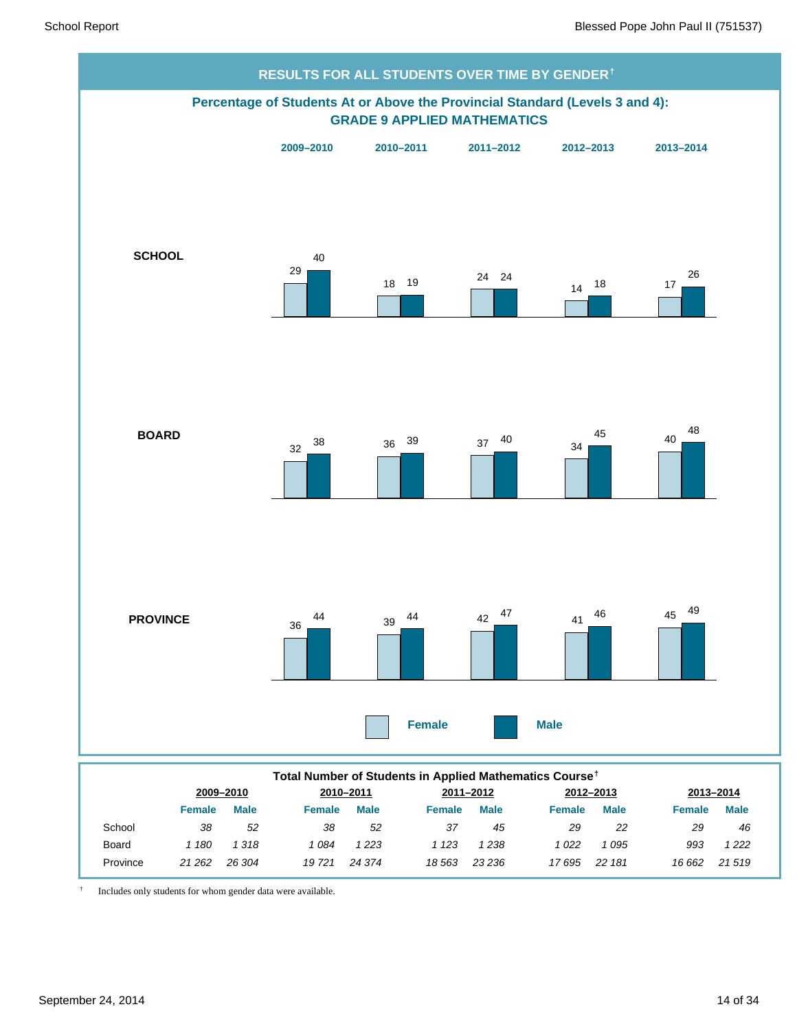## RESULTS FOR ALL STUDENTS OVER TIME BY GENDER†

### Percentage of Students At or Above the Provincial Standard (Levels 3 and 4): GRADE 9 APPLIED MATHEMATICS

| | 2009–2010 | | 2010–2011 | | 2011–2012 | | 2012–2013 | | 2013–2014 | |
|---|---|---|---|---|---|---|---|---|---|---|
| | Female | Male | Female | Male | Female | Male | Female | Male | Female | Male |
| **SCHOOL** | 29 | 40 | 18 | 19 | 24 | 24 | 14 | 18 | 17 | 26 |
| **BOARD** | 32 | 38 | 36 | 39 | 37 | 40 | 34 | 45 | 40 | 48 |
| **PROVINCE** | 36 | 44 | 39 | 44 | 42 | 47 | 41 | 46 | 45 | 49 |

### Total Number of Students in Applied Mathematics Course†

| | 2009–2010 | | 2010–2011 | | 2011–2012 | | 2012–2013 | | 2013–2014 | |
|---|---|---|---|---|---|---|---|---|---|---|
| | Female | Male | Female | Male | Female | Male | Female | Male | Female | Male |
| School | *38* | *52* | *38* | *52* | *37* | *45* | *29* | *22* | *29* | *46* |
| Board | *1 180* | *1 318* | *1 084* | *1 223* | *1 123* | *1 238* | *1 022* | *1 095* | *993* | *1 222* |
| Province | *21 262* | *26 304* | *19 721* | *24 374* | *18 563* | *23 236* | *17 695* | *22 181* | *16 662* | *21 519* |

† Includes only students for whom gender data were available.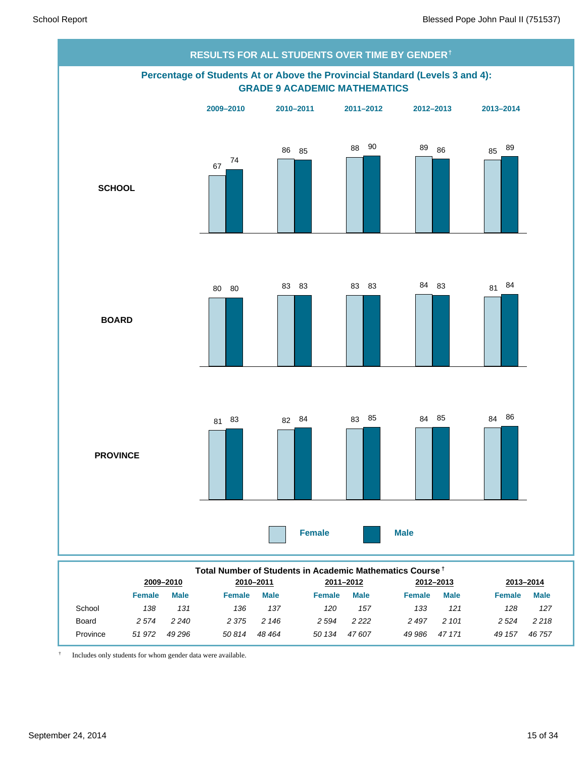## RESULTS FOR ALL STUDENTS OVER TIME BY GENDER†

### Percentage of Students At or Above the Provincial Standard (Levels 3 and 4): GRADE 9 ACADEMIC MATHEMATICS

| | 2009–2010 Female | 2009–2010 Male | 2010–2011 Female | 2010–2011 Male | 2011–2012 Female | 2011–2012 Male | 2012–2013 Female | 2012–2013 Male | 2013–2014 Female | 2013–2014 Male |
|---|---|---|---|---|---|---|---|---|---|---|
| SCHOOL | 67 | 74 | 86 | 85 | 88 | 90 | 89 | 86 | 85 | 89 |
| BOARD | 80 | 80 | 83 | 83 | 83 | 83 | 84 | 83 | 81 | 84 |
| PROVINCE | 81 | 83 | 82 | 84 | 83 | 85 | 84 | 85 | 84 | 86 |

### Total Number of Students in Academic Mathematics Course†

| | 2009–2010 | | 2010–2011 | | 2011–2012 | | 2012–2013 | | 2013–2014 | |
|---|---|---|---|---|---|---|---|---|---|---|
| | Female | Male | Female | Male | Female | Male | Female | Male | Female | Male |
| School | *138* | *131* | *136* | *137* | *120* | *157* | *133* | *121* | *128* | *127* |
| Board | *2 574* | *2 240* | *2 375* | *2 146* | *2 594* | *2 222* | *2 497* | *2 101* | *2 524* | *2 218* |
| Province | *51 972* | *49 296* | *50 814* | *48 464* | *50 134* | *47 607* | *49 986* | *47 171* | *49 157* | *46 757* |

† Includes only students for whom gender data were available.

September 24, 2014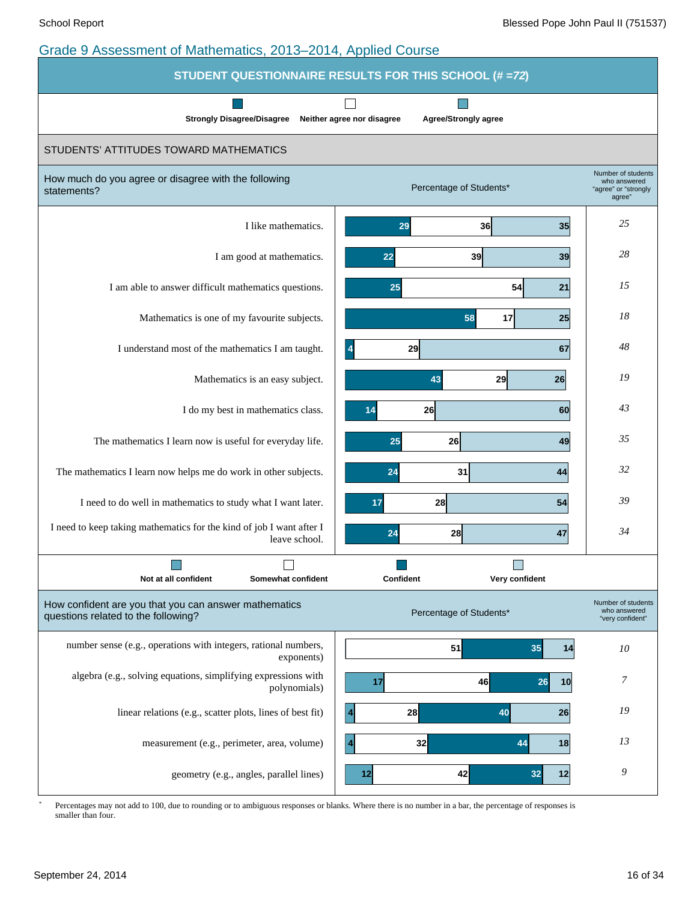## Grade 9 Assessment of Mathematics, 2013–2014, Applied Course

### STUDENT QUESTIONNAIRE RESULTS FOR THIS SCHOOL (# =72)

### STUDENTS' ATTITUDES TOWARD MATHEMATICS

How much do you agree or disagree with the following statements?

Percentage of Students*

| Statement | Strongly Disagree/Disagree | Neither agree nor disagree | Agree/Strongly agree | Number of students who answered "agree" or "strongly agree" |
|---|---|---|---|---|
| I like mathematics. | 29 | 36 | 35 | 25 |
| I am good at mathematics. | 22 | 39 | 39 | 28 |
| I am able to answer difficult mathematics questions. | 25 | 54 | 21 | 15 |
| Mathematics is one of my favourite subjects. | 58 | 17 | 25 | 18 |
| I understand most of the mathematics I am taught. | 4 | 29 | 67 | 48 |
| Mathematics is an easy subject. | 43 | 29 | 26 | 19 |
| I do my best in mathematics class. | 14 | 26 | 60 | 43 |
| The mathematics I learn now is useful for everyday life. | 25 | 26 | 49 | 35 |
| The mathematics I learn now helps me do work in other subjects. | 24 | 31 | 44 | 32 |
| I need to do well in mathematics to study what I want later. | 17 | 28 | 54 | 39 |
| I need to keep taking mathematics for the kind of job I want after I leave school. | 24 | 28 | 47 | 34 |

How confident are you that you can answer mathematics questions related to the following?

Percentage of Students*

| Topic | Not at all confident | Somewhat confident | Confident | Very confident | Number of students who answered "very confident" |
|---|---|---|---|---|---|
| number sense (e.g., operations with integers, rational numbers, exponents) | | 51 | 35 | 14 | 10 |
| algebra (e.g., solving equations, simplifying expressions with polynomials) | 17 | 46 | 26 | 10 | 7 |
| linear relations (e.g., scatter plots, lines of best fit) | 4 | 28 | 40 | 26 | 19 |
| measurement (e.g., perimeter, area, volume) | 4 | 32 | 44 | 18 | 13 |
| geometry (e.g., angles, parallel lines) | 12 | 42 | 32 | 12 | 9 |

\* Percentages may not add to 100, due to rounding or to ambiguous responses or blanks. Where there is no number in a bar, the percentage of responses is smaller than four.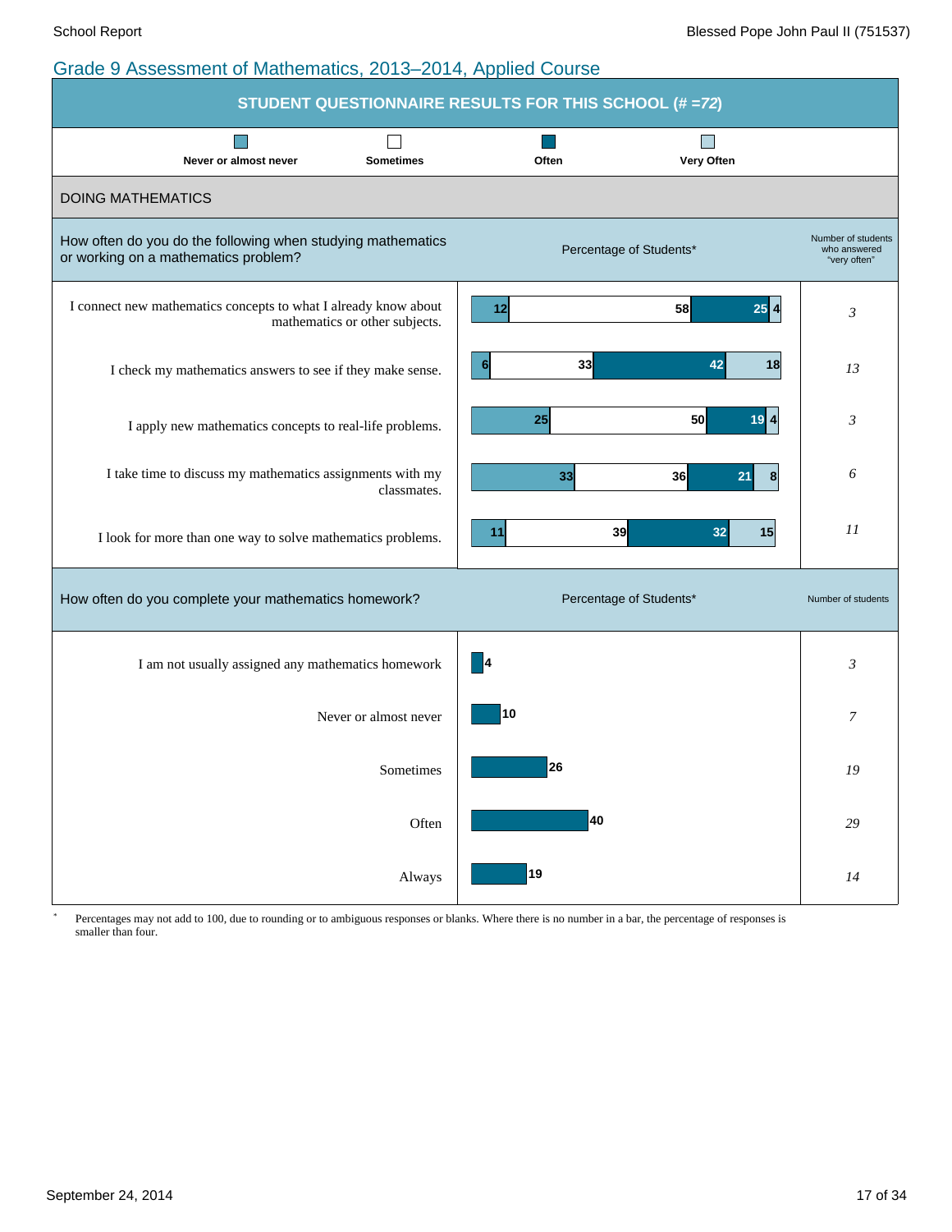# Grade 9 Assessment of Mathematics, 2013–2014, Applied Course

## STUDENT QUESTIONNAIRE RESULTS FOR THIS SCHOOL (# =72)

Legend: Never or almost never | Sometimes | Often | Very Often

### DOING MATHEMATICS

| How often do you do the following when studying mathematics or working on a mathematics problem? | Never or almost never (%) | Sometimes (%) | Often (%) | Very Often (%) | Number of students who answered "very often" |
|---|---|---|---|---|---|
| I connect new mathematics concepts to what I already know about mathematics or other subjects. | 12 | 58 | 25 | 4 | 3 |
| I check my mathematics answers to see if they make sense. | 6 | 33 | 42 | 18 | 13 |
| I apply new mathematics concepts to real-life problems. | 25 | 50 | 19 | 4 | 3 |
| I take time to discuss my mathematics assignments with my classmates. | 33 | 36 | 21 | 8 | 6 |
| I look for more than one way to solve mathematics problems. | 11 | 39 | 32 | 15 | 11 |

| How often do you complete your mathematics homework? | Percentage of Students* | Number of students |
|---|---|---|
| I am not usually assigned any mathematics homework | 4 | 3 |
| Never or almost never | 10 | 7 |
| Sometimes | 26 | 19 |
| Often | 40 | 29 |
| Always | 19 | 14 |

* Percentages may not add to 100, due to rounding or to ambiguous responses or blanks. Where there is no number in a bar, the percentage of responses is smaller than four.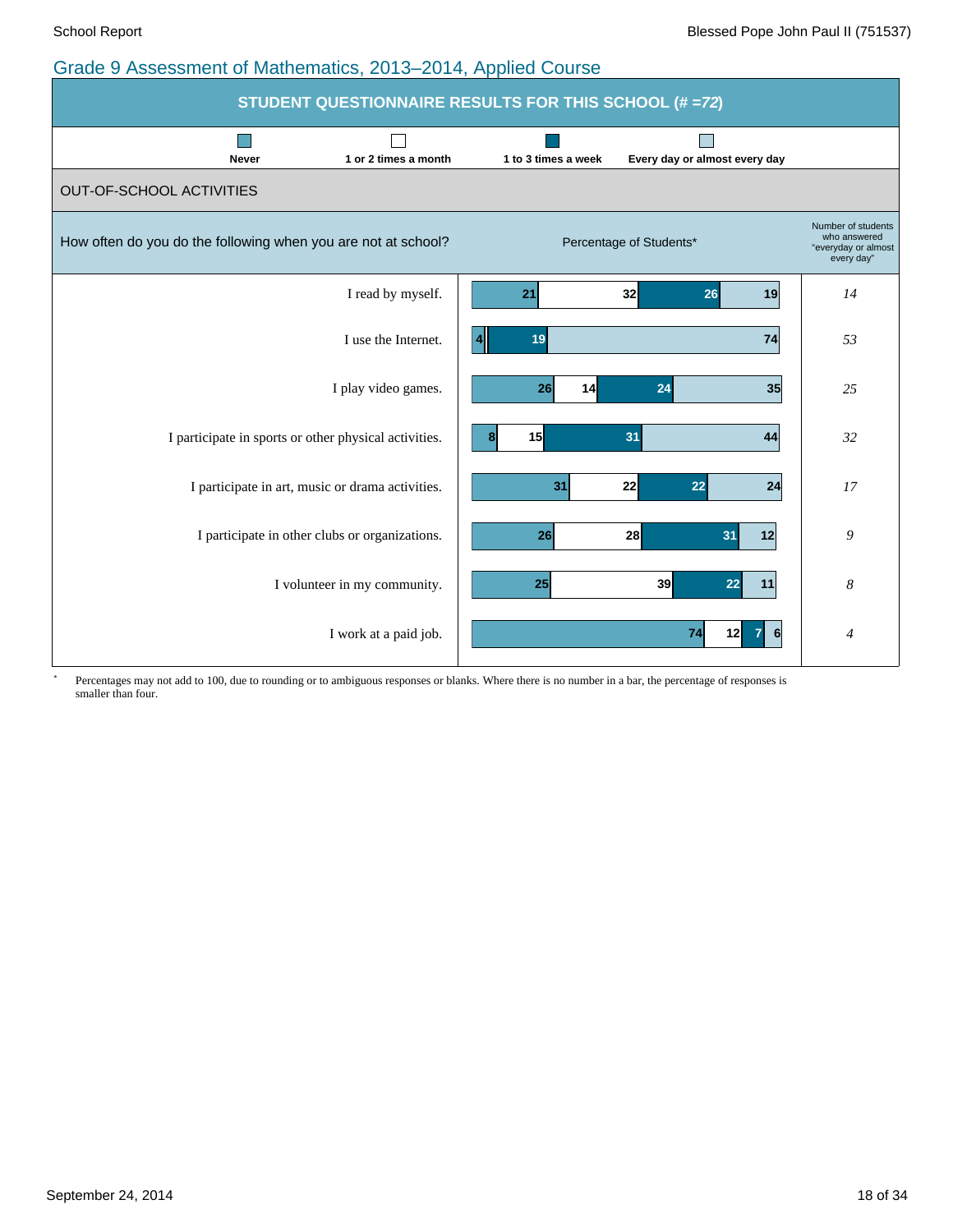## Grade 9 Assessment of Mathematics, 2013–2014, Applied Course

**STUDENT QUESTIONNAIRE RESULTS FOR THIS SCHOOL (# =72)**

### OUT-OF-SCHOOL ACTIVITIES

How often do you do the following when you are not at school?

Percentage of Students*

| Statement | Never | 1 or 2 times a month | 1 to 3 times a week | Every day or almost every day | Number of students who answered "everyday or almost every day" |
|---|---|---|---|---|---|
| I read by myself. | 21 | 32 | 26 | 19 | *14* |
| I use the Internet. | 4 | | 19 | 74 | *53* |
| I play video games. | 26 | 14 | 24 | 35 | *25* |
| I participate in sports or other physical activities. | 8 | 15 | 31 | 44 | *32* |
| I participate in art, music or drama activities. | 31 | 22 | 22 | 24 | *17* |
| I participate in other clubs or organizations. | 26 | 28 | 31 | 12 | *9* |
| I volunteer in my community. | 25 | 39 | 22 | 11 | *8* |
| I work at a paid job. | 74 | 12 | 7 | 6 | *4* |

\* Percentages may not add to 100, due to rounding or to ambiguous responses or blanks. Where there is no number in a bar, the percentage of responses is smaller than four.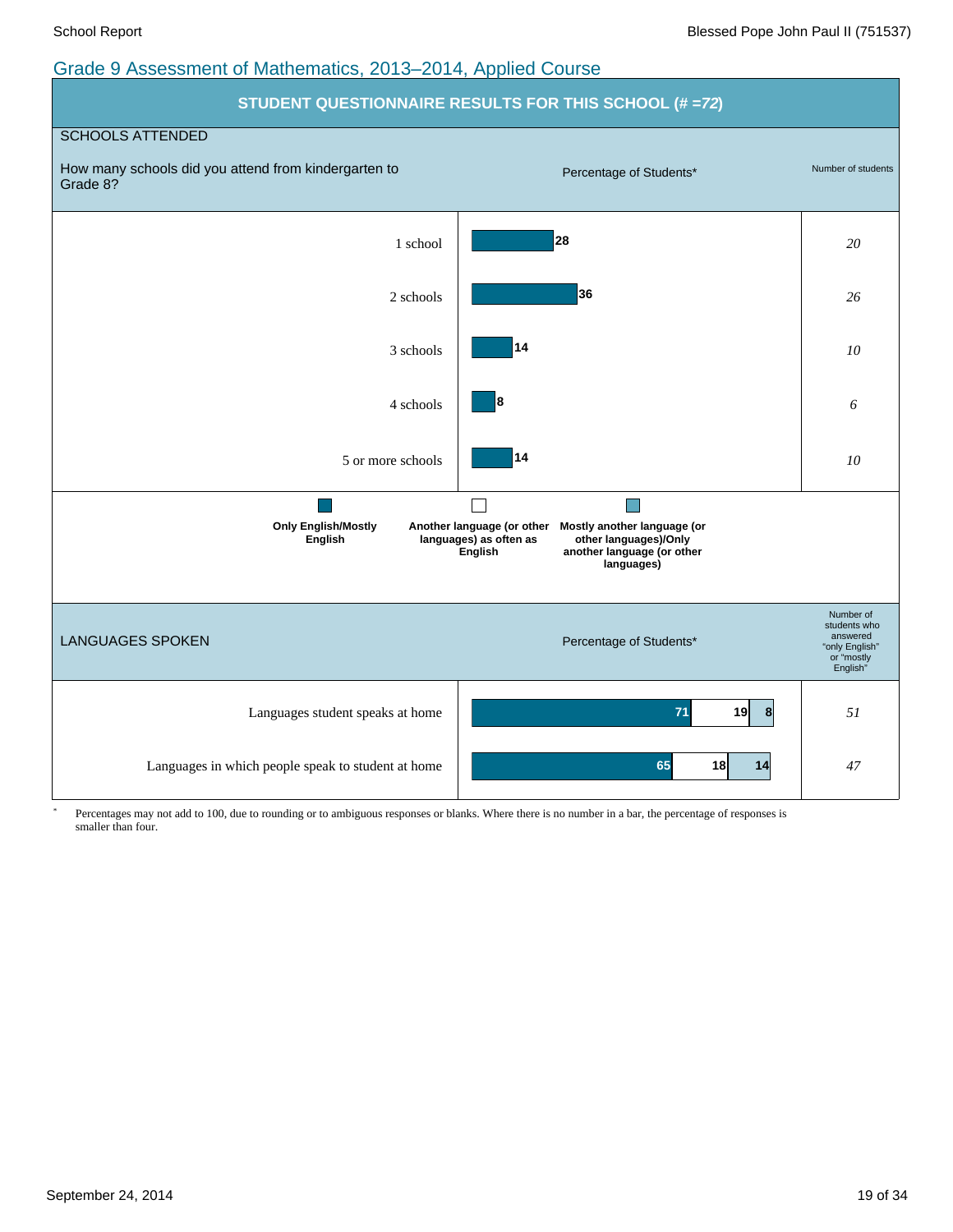## Grade 9 Assessment of Mathematics, 2013–2014, Applied Course

### STUDENT QUESTIONNAIRE RESULTS FOR THIS SCHOOL (# =72)

**SCHOOLS ATTENDED**

| How many schools did you attend from kindergarten to Grade 8? | Percentage of Students* | Number of students |
|---|---|---|
| 1 school | 28 | *20* |
| 2 schools | 36 | *26* |
| 3 schools | 14 | *10* |
| 4 schools | 8 | *6* |
| 5 or more schools | 14 | *10* |

**Legend:**
- **Only English/Mostly English**
- **Another language (or other languages) as often as English**
- **Mostly another language (or other languages)/Only another language (or other languages)**

**LANGUAGES SPOKEN**

| | Only English/Mostly English (%) | Another language (or other languages) as often as English (%) | Mostly another language (or other languages)/Only another language (or other languages) (%) | Number of students who answered “only English” or “mostly English” |
|---|---|---|---|---|
| Languages student speaks at home | 71 | 19 | 8 | *51* |
| Languages in which people speak to student at home | 65 | 18 | 14 | *47* |

\* Percentages may not add to 100, due to rounding or to ambiguous responses or blanks. Where there is no number in a bar, the percentage of responses is smaller than four.

September 24, 2014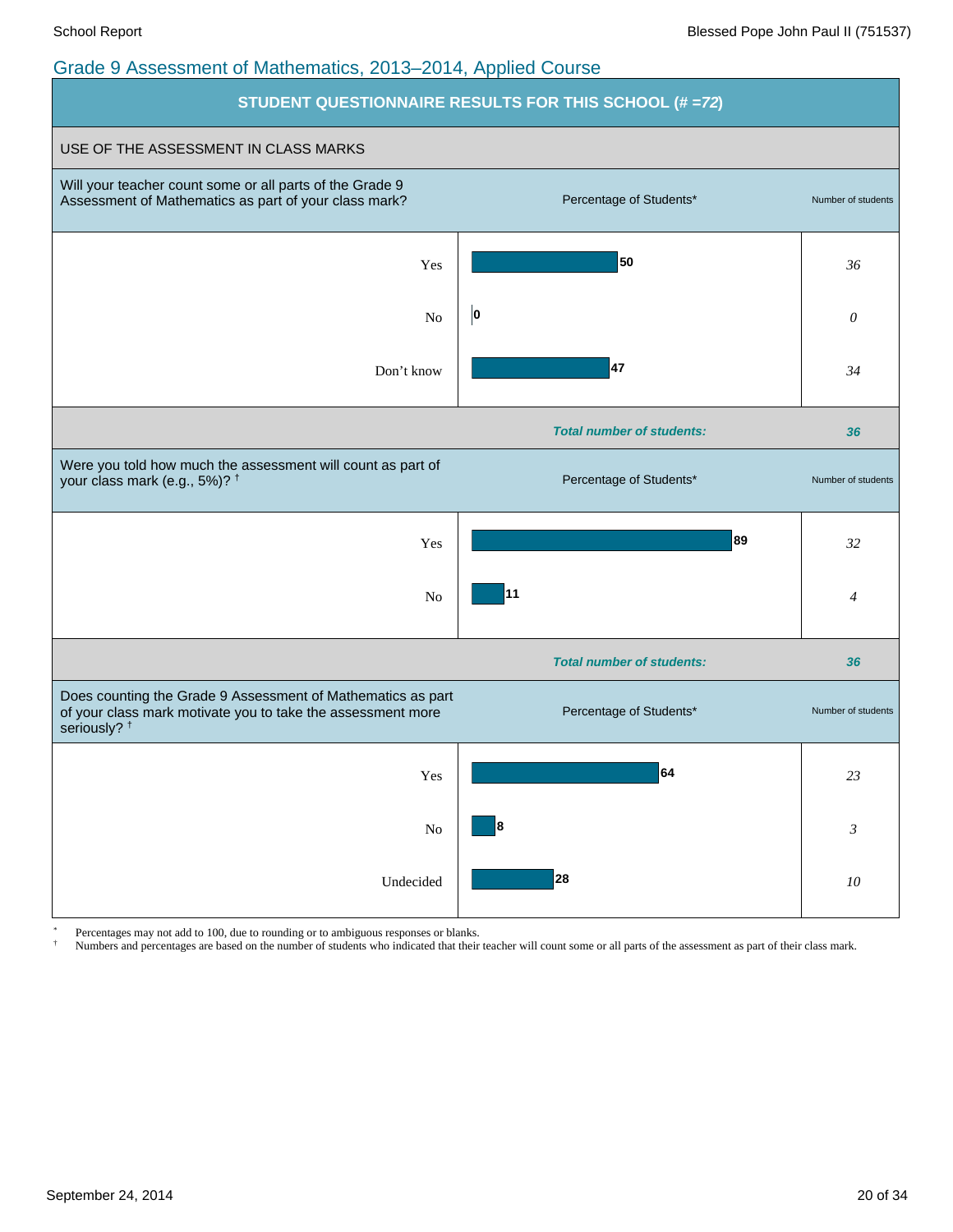## Grade 9 Assessment of Mathematics, 2013–2014, Applied Course

**STUDENT QUESTIONNAIRE RESULTS FOR THIS SCHOOL (# =*72*)**

USE OF THE ASSESSMENT IN CLASS MARKS

| Will your teacher count some or all parts of the Grade 9 Assessment of Mathematics as part of your class mark? | Percentage of Students* | Number of students |
|---|---|---|
| Yes | 50 | *36* |
| No | 0 | *0* |
| Don't know | 47 | *34* |
| | ***Total number of students:*** | ***36*** |

| Were you told how much the assessment will count as part of your class mark (e.g., 5%)? † | Percentage of Students* | Number of students |
|---|---|---|
| Yes | 89 | *32* |
| No | 11 | *4* |
| | ***Total number of students:*** | ***36*** |

| Does counting the Grade 9 Assessment of Mathematics as part of your class mark motivate you to take the assessment more seriously? † | Percentage of Students* | Number of students |
|---|---|---|
| Yes | 64 | *23* |
| No | 8 | *3* |
| Undecided | 28 | *10* |

\* Percentages may not add to 100, due to rounding or to ambiguous responses or blanks.

† Numbers and percentages are based on the number of students who indicated that their teacher will count some or all parts of the assessment as part of their class mark.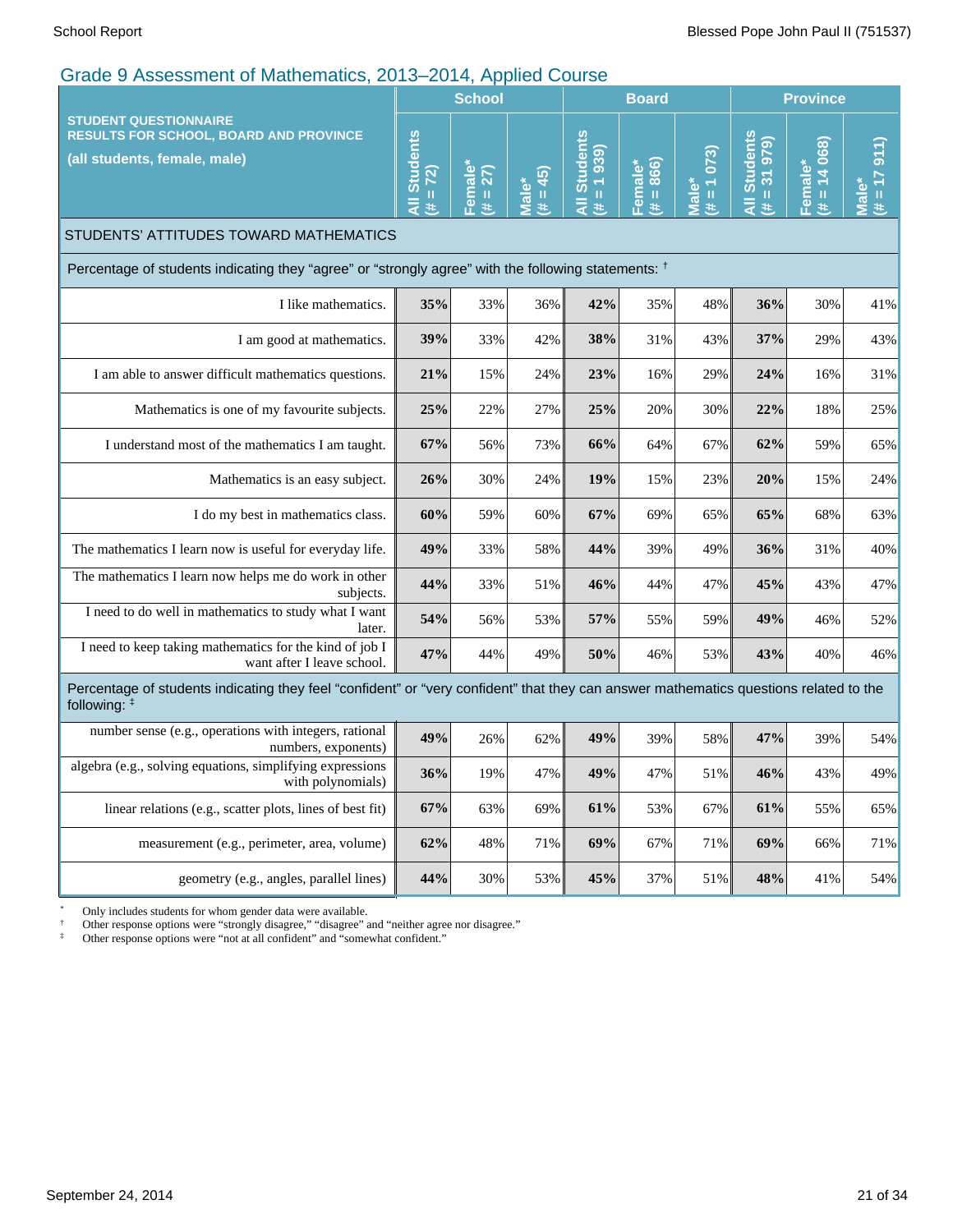## Grade 9 Assessment of Mathematics, 2013–2014, Applied Course

| STUDENT QUESTIONNAIRE RESULTS FOR SCHOOL, BOARD AND PROVINCE (all students, female, male) | School | | | Board | | | Province | | |
|---|---|---|---|---|---|---|---|---|---|
| | All Students (# = 72) | Female* (# = 27) | Male* (# = 45) | All Students (# = 1 939) | Female* (# = 866) | Male* (# = 1 073) | All Students (# = 31 979) | Female* (# = 14 068) | Male* (# = 17 911) |
| **STUDENTS' ATTITUDES TOWARD MATHEMATICS** | | | | | | | | | |
| Percentage of students indicating they "agree" or "strongly agree" with the following statements: † | | | | | | | | | |
| I like mathematics. | **35%** | 33% | 36% | **42%** | 35% | 48% | **36%** | 30% | 41% |
| I am good at mathematics. | **39%** | 33% | 42% | **38%** | 31% | 43% | **37%** | 29% | 43% |
| I am able to answer difficult mathematics questions. | **21%** | 15% | 24% | **23%** | 16% | 29% | **24%** | 16% | 31% |
| Mathematics is one of my favourite subjects. | **25%** | 22% | 27% | **25%** | 20% | 30% | **22%** | 18% | 25% |
| I understand most of the mathematics I am taught. | **67%** | 56% | 73% | **66%** | 64% | 67% | **62%** | 59% | 65% |
| Mathematics is an easy subject. | **26%** | 30% | 24% | **19%** | 15% | 23% | **20%** | 15% | 24% |
| I do my best in mathematics class. | **60%** | 59% | 60% | **67%** | 69% | 65% | **65%** | 68% | 63% |
| The mathematics I learn now is useful for everyday life. | **49%** | 33% | 58% | **44%** | 39% | 49% | **36%** | 31% | 40% |
| The mathematics I learn now helps me do work in other subjects. | **44%** | 33% | 51% | **46%** | 44% | 47% | **45%** | 43% | 47% |
| I need to do well in mathematics to study what I want later. | **54%** | 56% | 53% | **57%** | 55% | 59% | **49%** | 46% | 52% |
| I need to keep taking mathematics for the kind of job I want after I leave school. | **47%** | 44% | 49% | **50%** | 46% | 53% | **43%** | 40% | 46% |
| Percentage of students indicating they feel "confident" or "very confident" that they can answer mathematics questions related to the following: ‡ | | | | | | | | | |
| number sense (e.g., operations with integers, rational numbers, exponents) | **49%** | 26% | 62% | **49%** | 39% | 58% | **47%** | 39% | 54% |
| algebra (e.g., solving equations, simplifying expressions with polynomials) | **36%** | 19% | 47% | **49%** | 47% | 51% | **46%** | 43% | 49% |
| linear relations (e.g., scatter plots, lines of best fit) | **67%** | 63% | 69% | **61%** | 53% | 67% | **61%** | 55% | 65% |
| measurement (e.g., perimeter, area, volume) | **62%** | 48% | 71% | **69%** | 67% | 71% | **69%** | 66% | 71% |
| geometry (e.g., angles, parallel lines) | **44%** | 30% | 53% | **45%** | 37% | 51% | **48%** | 41% | 54% |

\* Only includes students for whom gender data were available.

† Other response options were "strongly disagree," "disagree" and "neither agree nor disagree."

‡ Other response options were "not at all confident" and "somewhat confident."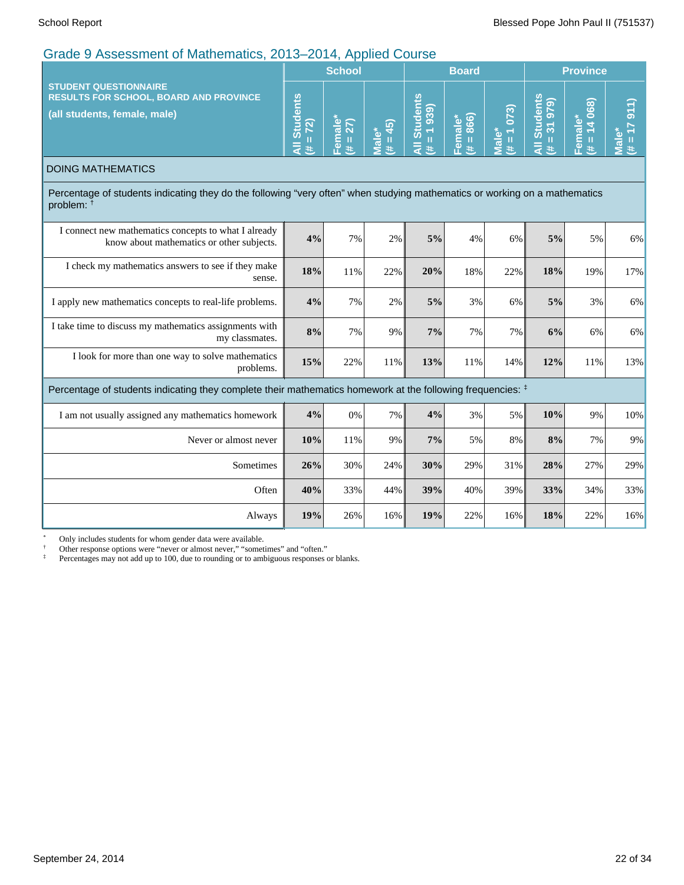## Grade 9 Assessment of Mathematics, 2013–2014, Applied Course

| STUDENT QUESTIONNAIRE RESULTS FOR SCHOOL, BOARD AND PROVINCE (all students, female, male) | School | | | Board | | | Province | | |
|---|---|---|---|---|---|---|---|---|---|
| | All Students (# = 72) | Female* (# = 27) | Male* (# = 45) | All Students (# = 1 939) | Female* (# = 866) | Male* (# = 1 073) | All Students (# = 31 979) | Female* (# = 14 068) | Male* (# = 17 911) |
| **DOING MATHEMATICS** | | | | | | | | | |
| Percentage of students indicating they do the following "very often" when studying mathematics or working on a mathematics problem: † | | | | | | | | | |
| I connect new mathematics concepts to what I already know about mathematics or other subjects. | **4%** | 7% | 2% | **5%** | 4% | 6% | **5%** | 5% | 6% |
| I check my mathematics answers to see if they make sense. | **18%** | 11% | 22% | **20%** | 18% | 22% | **18%** | 19% | 17% |
| I apply new mathematics concepts to real-life problems. | **4%** | 7% | 2% | **5%** | 3% | 6% | **5%** | 3% | 6% |
| I take time to discuss my mathematics assignments with my classmates. | **8%** | 7% | 9% | **7%** | 7% | 7% | **6%** | 6% | 6% |
| I look for more than one way to solve mathematics problems. | **15%** | 22% | 11% | **13%** | 11% | 14% | **12%** | 11% | 13% |
| Percentage of students indicating they complete their mathematics homework at the following frequencies: ‡ | | | | | | | | | |
| I am not usually assigned any mathematics homework | **4%** | 0% | 7% | **4%** | 3% | 5% | **10%** | 9% | 10% |
| Never or almost never | **10%** | 11% | 9% | **7%** | 5% | 8% | **8%** | 7% | 9% |
| Sometimes | **26%** | 30% | 24% | **30%** | 29% | 31% | **28%** | 27% | 29% |
| Often | **40%** | 33% | 44% | **39%** | 40% | 39% | **33%** | 34% | 33% |
| Always | **19%** | 26% | 16% | **19%** | 22% | 16% | **18%** | 22% | 16% |

\* Only includes students for whom gender data were available.

† Other response options were "never or almost never," "sometimes" and "often."

‡ Percentages may not add up to 100, due to rounding or to ambiguous responses or blanks.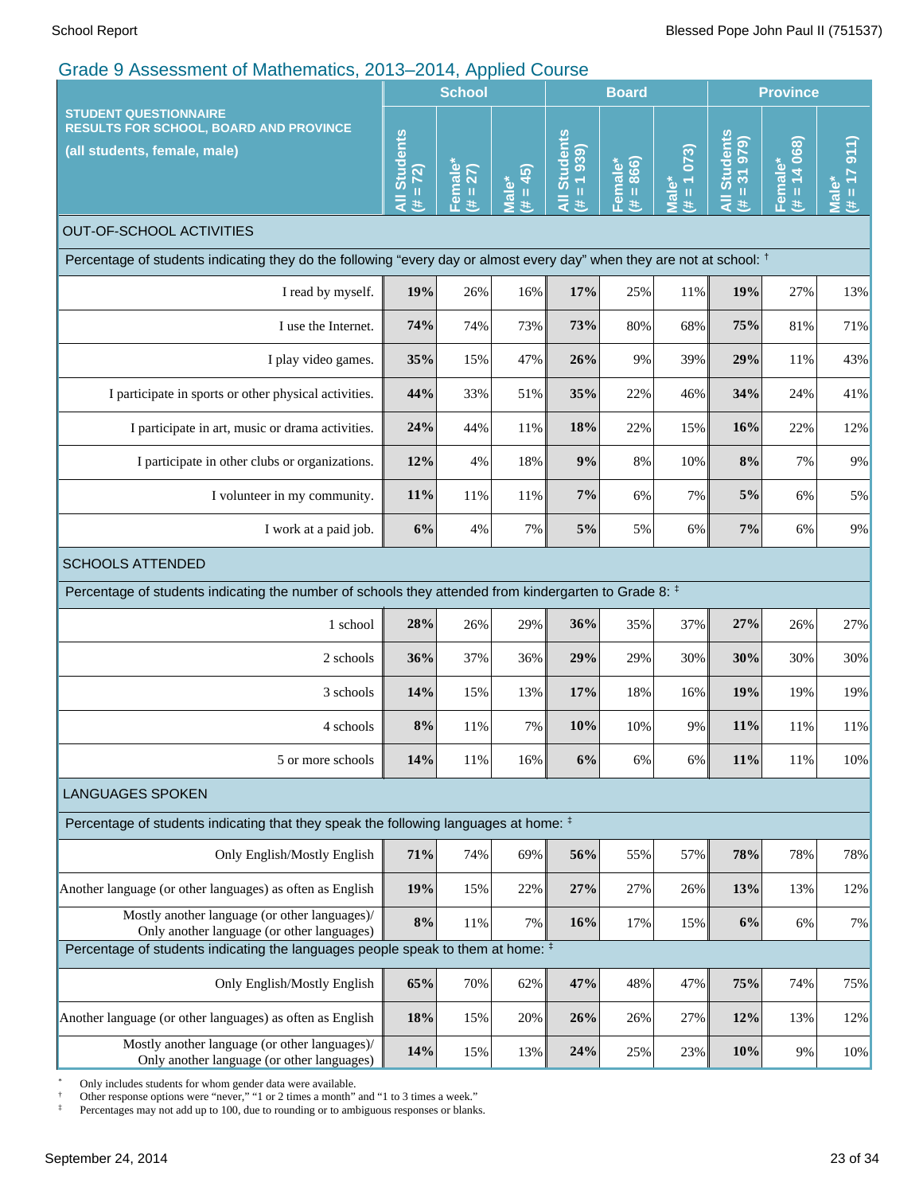## Grade 9 Assessment of Mathematics, 2013–2014, Applied Course

| STUDENT QUESTIONNAIRE RESULTS FOR SCHOOL, BOARD AND PROVINCE (all students, female, male) | School | | | Board | | | Province | | |
|---|---|---|---|---|---|---|---|---|---|
| | All Students (# = 72) | Female* (# = 27) | Male* (# = 45) | All Students (# = 1 939) | Female* (# = 866) | Male* (# = 1 073) | All Students (# = 31 979) | Female* (# = 14 068) | Male* (# = 17 911) |
| **OUT-OF-SCHOOL ACTIVITIES** | | | | | | | | | |
| Percentage of students indicating they do the following "every day or almost every day" when they are not at school: † | | | | | | | | | |
| I read by myself. | **19%** | 26% | 16% | **17%** | 25% | 11% | **19%** | 27% | 13% |
| I use the Internet. | **74%** | 74% | 73% | **73%** | 80% | 68% | **75%** | 81% | 71% |
| I play video games. | **35%** | 15% | 47% | **26%** | 9% | 39% | **29%** | 11% | 43% |
| I participate in sports or other physical activities. | **44%** | 33% | 51% | **35%** | 22% | 46% | **34%** | 24% | 41% |
| I participate in art, music or drama activities. | **24%** | 44% | 11% | **18%** | 22% | 15% | **16%** | 22% | 12% |
| I participate in other clubs or organizations. | **12%** | 4% | 18% | **9%** | 8% | 10% | **8%** | 7% | 9% |
| I volunteer in my community. | **11%** | 11% | 11% | **7%** | 6% | 7% | **5%** | 6% | 5% |
| I work at a paid job. | **6%** | 4% | 7% | **5%** | 5% | 6% | **7%** | 6% | 9% |
| **SCHOOLS ATTENDED** | | | | | | | | | |
| Percentage of students indicating the number of schools they attended from kindergarten to Grade 8: ‡ | | | | | | | | | |
| 1 school | **28%** | 26% | 29% | **36%** | 35% | 37% | **27%** | 26% | 27% |
| 2 schools | **36%** | 37% | 36% | **29%** | 29% | 30% | **30%** | 30% | 30% |
| 3 schools | **14%** | 15% | 13% | **17%** | 18% | 16% | **19%** | 19% | 19% |
| 4 schools | **8%** | 11% | 7% | **10%** | 10% | 9% | **11%** | 11% | 11% |
| 5 or more schools | **14%** | 11% | 16% | **6%** | 6% | 6% | **11%** | 11% | 10% |
| **LANGUAGES SPOKEN** | | | | | | | | | |
| Percentage of students indicating that they speak the following languages at home: ‡ | | | | | | | | | |
| Only English/Mostly English | **71%** | 74% | 69% | **56%** | 55% | 57% | **78%** | 78% | 78% |
| Another language (or other languages) as often as English | **19%** | 15% | 22% | **27%** | 27% | 26% | **13%** | 13% | 12% |
| Mostly another language (or other languages)/ Only another language (or other languages) | **8%** | 11% | 7% | **16%** | 17% | 15% | **6%** | 6% | 7% |
| Percentage of students indicating the languages people speak to them at home: ‡ | | | | | | | | | |
| Only English/Mostly English | **65%** | 70% | 62% | **47%** | 48% | 47% | **75%** | 74% | 75% |
| Another language (or other languages) as often as English | **18%** | 15% | 20% | **26%** | 26% | 27% | **12%** | 13% | 12% |
| Mostly another language (or other languages)/ Only another language (or other languages) | **14%** | 15% | 13% | **24%** | 25% | 23% | **10%** | 9% | 10% |

\* Only includes students for whom gender data were available.

† Other response options were "never," "1 or 2 times a month" and "1 to 3 times a week."

‡ Percentages may not add up to 100, due to rounding or to ambiguous responses or blanks.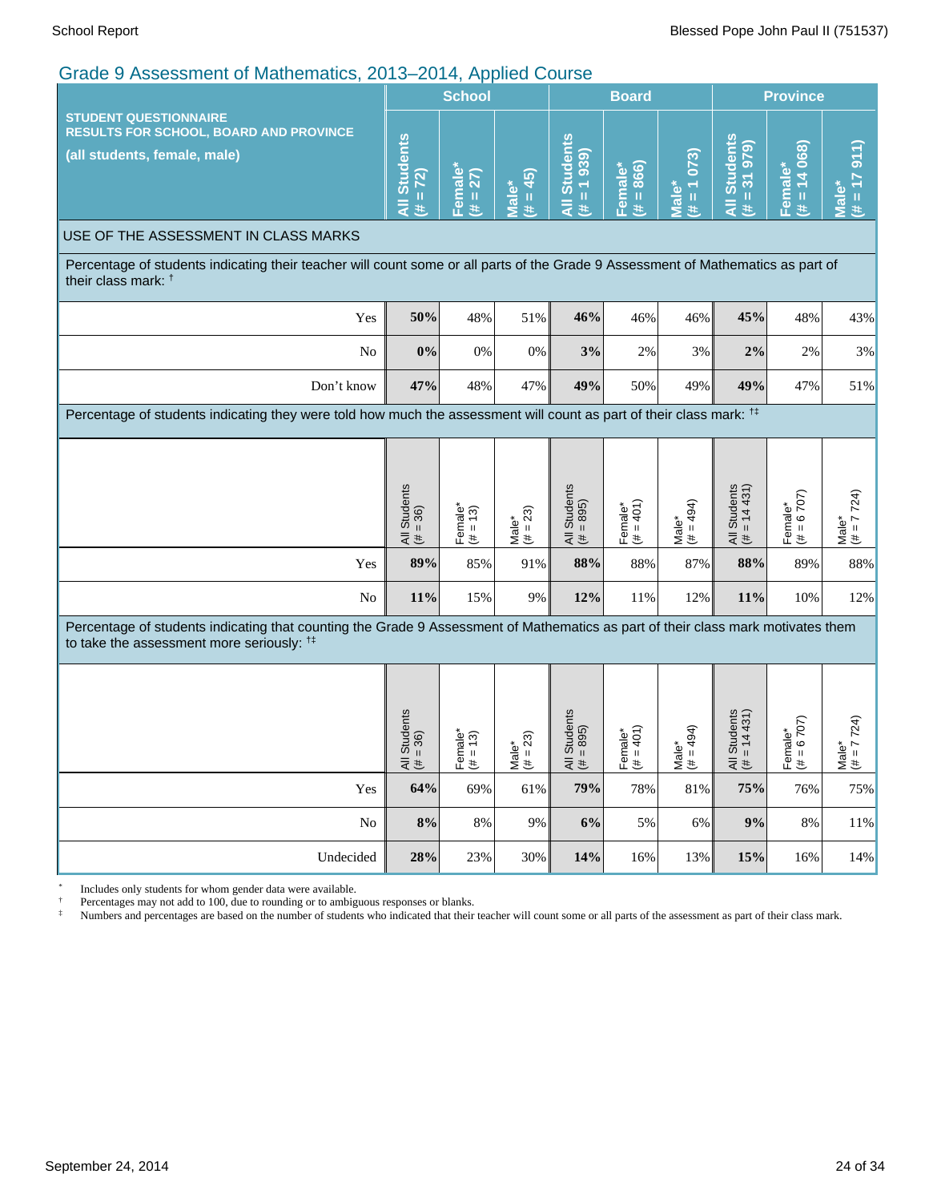## Grade 9 Assessment of Mathematics, 2013–2014, Applied Course

| STUDENT QUESTIONNAIRE RESULTS FOR SCHOOL, BOARD AND PROVINCE (all students, female, male) | School | | | Board | | | Province | | |
|---|---|---|---|---|---|---|---|---|---|
| | All Students (# = 72) | Female* (# = 27) | Male* (# = 45) | All Students (# = 1 939) | Female* (# = 866) | Male* (# = 1 073) | All Students (# = 31 979) | Female* (# = 14 068) | Male* (# = 17 911) |
| **USE OF THE ASSESSMENT IN CLASS MARKS** | | | | | | | | | |
| Percentage of students indicating their teacher will count some or all parts of the Grade 9 Assessment of Mathematics as part of their class mark: † | | | | | | | | | |
| Yes | **50%** | 48% | 51% | **46%** | 46% | 46% | **45%** | 48% | 43% |
| No | **0%** | 0% | 0% | **3%** | 2% | 3% | **2%** | 2% | 3% |
| Don't know | **47%** | 48% | 47% | **49%** | 50% | 49% | **49%** | 47% | 51% |
| Percentage of students indicating they were told how much the assessment will count as part of their class mark: †‡ | | | | | | | | | |
| | All Students (# = 36) | Female* (# = 13) | Male* (# = 23) | All Students (# = 895) | Female* (# = 401) | Male* (# = 494) | All Students (# = 14 431) | Female* (# = 6 707) | Male* (# = 7 724) |
| Yes | **89%** | 85% | 91% | **88%** | 88% | 87% | **88%** | 89% | 88% |
| No | **11%** | 15% | 9% | **12%** | 11% | 12% | **11%** | 10% | 12% |
| Percentage of students indicating that counting the Grade 9 Assessment of Mathematics as part of their class mark motivates them to take the assessment more seriously: †‡ | | | | | | | | | |
| | All Students (# = 36) | Female* (# = 13) | Male* (# = 23) | All Students (# = 895) | Female* (# = 401) | Male* (# = 494) | All Students (# = 14 431) | Female* (# = 6 707) | Male* (# = 7 724) |
| Yes | **64%** | 69% | 61% | **79%** | 78% | 81% | **75%** | 76% | 75% |
| No | **8%** | 8% | 9% | **6%** | 5% | 6% | **9%** | 8% | 11% |
| Undecided | **28%** | 23% | 30% | **14%** | 16% | 13% | **15%** | 16% | 14% |

\* Includes only students for whom gender data were available.

† Percentages may not add to 100, due to rounding or to ambiguous responses or blanks.

‡ Numbers and percentages are based on the number of students who indicated that their teacher will count some or all parts of the assessment as part of their class mark.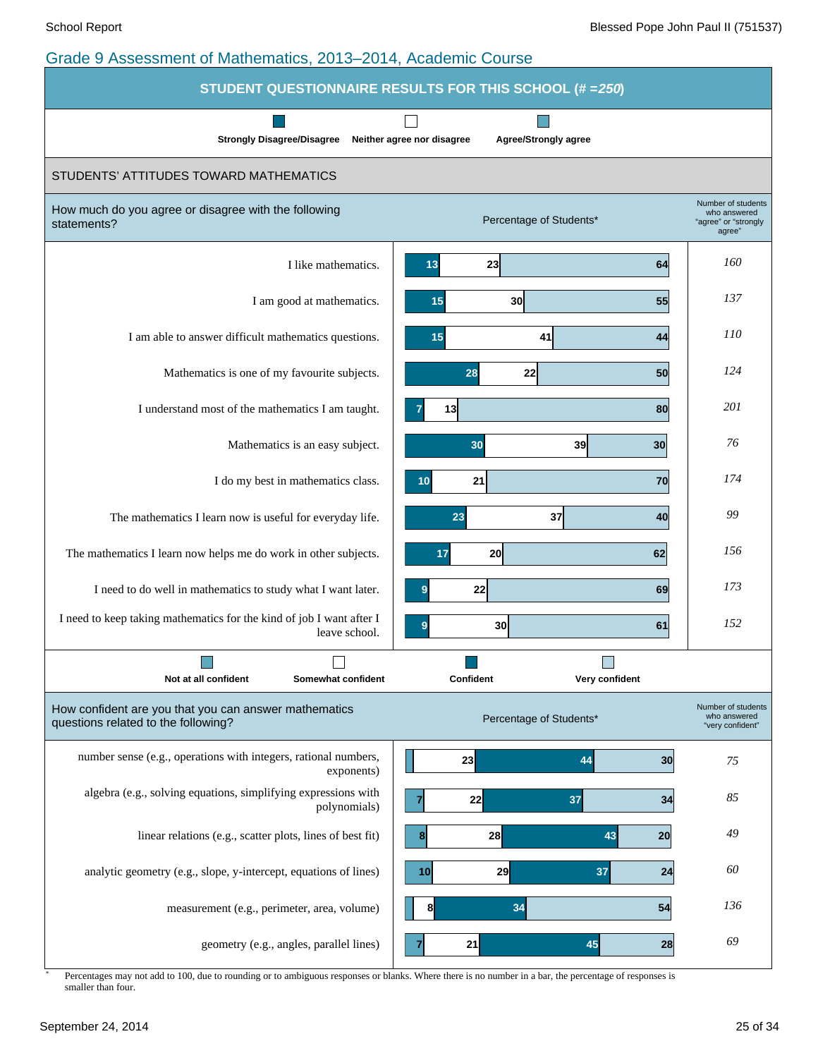## Grade 9 Assessment of Mathematics, 2013–2014, Academic Course

### STUDENT QUESTIONNAIRE RESULTS FOR THIS SCHOOL (*# =250*)

### STUDENTS' ATTITUDES TOWARD MATHEMATICS

How much do you agree or disagree with the following statements?

| Statement | Strongly Disagree/Disagree (%) | Neither agree nor disagree (%) | Agree/Strongly agree (%) | Number of students who answered "agree" or "strongly agree" |
|---|---|---|---|---|
| I like mathematics. | 13 | 23 | 64 | *160* |
| I am good at mathematics. | 15 | 30 | 55 | *137* |
| I am able to answer difficult mathematics questions. | 15 | 41 | 44 | *110* |
| Mathematics is one of my favourite subjects. | 28 | 22 | 50 | *124* |
| I understand most of the mathematics I am taught. | 7 | 13 | 80 | *201* |
| Mathematics is an easy subject. | 30 | 39 | 30 | *76* |
| I do my best in mathematics class. | 10 | 21 | 70 | *174* |
| The mathematics I learn now is useful for everyday life. | 23 | 37 | 40 | *99* |
| The mathematics I learn now helps me do work in other subjects. | 17 | 20 | 62 | *156* |
| I need to do well in mathematics to study what I want later. | 9 | 22 | 69 | *173* |
| I need to keep taking mathematics for the kind of job I want after I leave school. | 9 | 30 | 61 | *152* |

How confident are you that you can answer mathematics questions related to the following?

| Topic | Not at all confident (%) | Somewhat confident (%) | Confident (%) | Very confident (%) | Number of students who answered "very confident" |
|---|---|---|---|---|---|
| number sense (e.g., operations with integers, rational numbers, exponents) | | 23 | 44 | 30 | *75* |
| algebra (e.g., solving equations, simplifying expressions with polynomials) | 7 | 22 | 37 | 34 | *85* |
| linear relations (e.g., scatter plots, lines of best fit) | 8 | 28 | 43 | 20 | *49* |
| analytic geometry (e.g., slope, y-intercept, equations of lines) | 10 | 29 | 37 | 24 | *60* |
| measurement (e.g., perimeter, area, volume) | | 8 | 34 | 54 | *136* |
| geometry (e.g., angles, parallel lines) | 7 | 21 | 45 | 28 | *69* |

\* Percentages may not add to 100, due to rounding or to ambiguous responses or blanks. Where there is no number in a bar, the percentage of responses is smaller than four.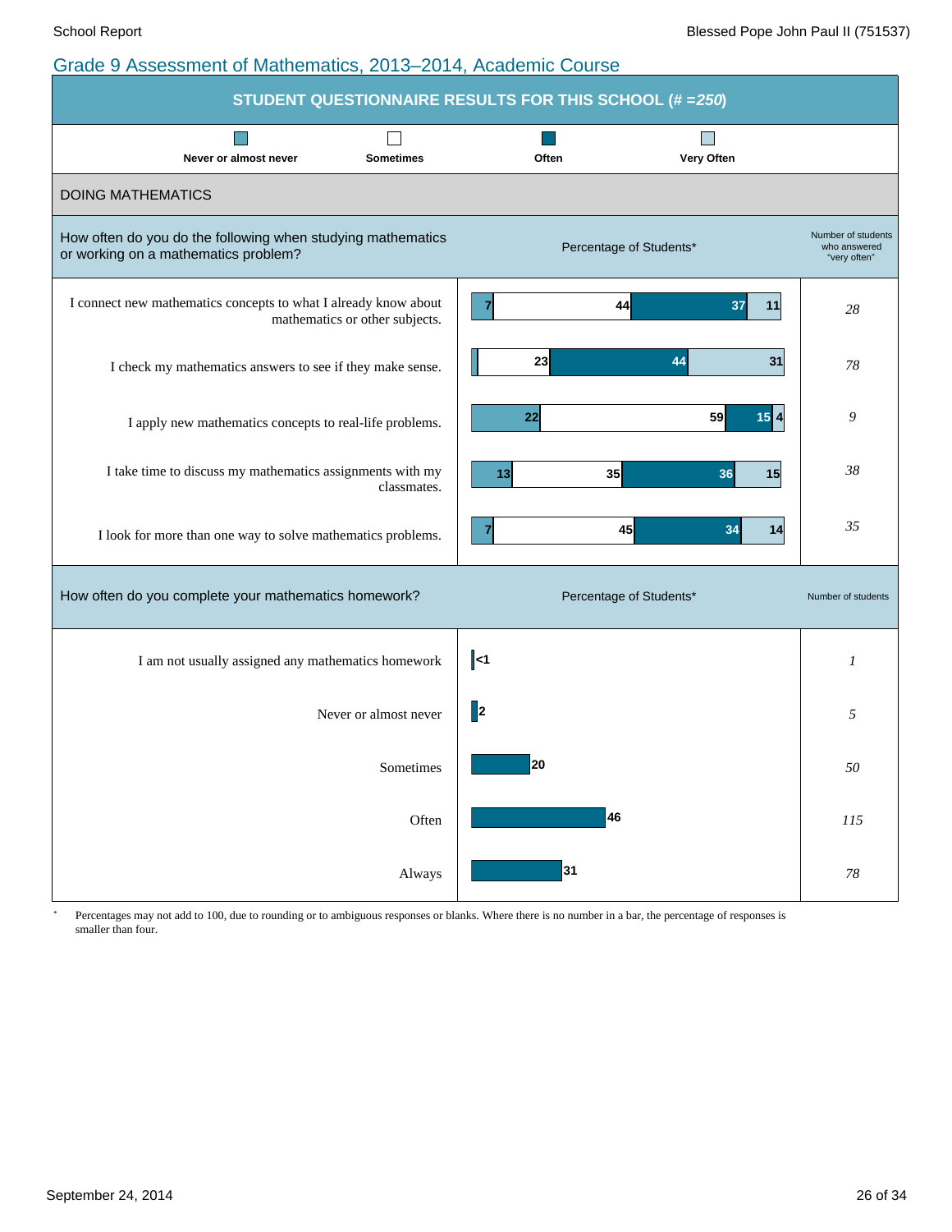## Grade 9 Assessment of Mathematics, 2013–2014, Academic Course

**STUDENT QUESTIONNAIRE RESULTS FOR THIS SCHOOL (# =250)**

Legend: Never or almost never | Sometimes | Often | Very Often

### DOING MATHEMATICS

| How often do you do the following when studying mathematics or working on a mathematics problem? | Never or almost never (%) | Sometimes (%) | Often (%) | Very Often (%) | Number of students who answered "very often" |
|---|---|---|---|---|---|
| I connect new mathematics concepts to what I already know about mathematics or other subjects. | 7 | 44 | 37 | 11 | 28 |
| I check my mathematics answers to see if they make sense. | | 23 | 44 | 31 | 78 |
| I apply new mathematics concepts to real-life problems. | 22 | 59 | 15 | 4 | 9 |
| I take time to discuss my mathematics assignments with my classmates. | 13 | 35 | 36 | 15 | 38 |
| I look for more than one way to solve mathematics problems. | 7 | 45 | 34 | 14 | 35 |

| How often do you complete your mathematics homework? | Percentage of Students* | Number of students |
|---|---|---|
| I am not usually assigned any mathematics homework | <1 | 1 |
| Never or almost never | 2 | 5 |
| Sometimes | 20 | 50 |
| Often | 46 | 115 |
| Always | 31 | 78 |

\* Percentages may not add to 100, due to rounding or to ambiguous responses or blanks. Where there is no number in a bar, the percentage of responses is smaller than four.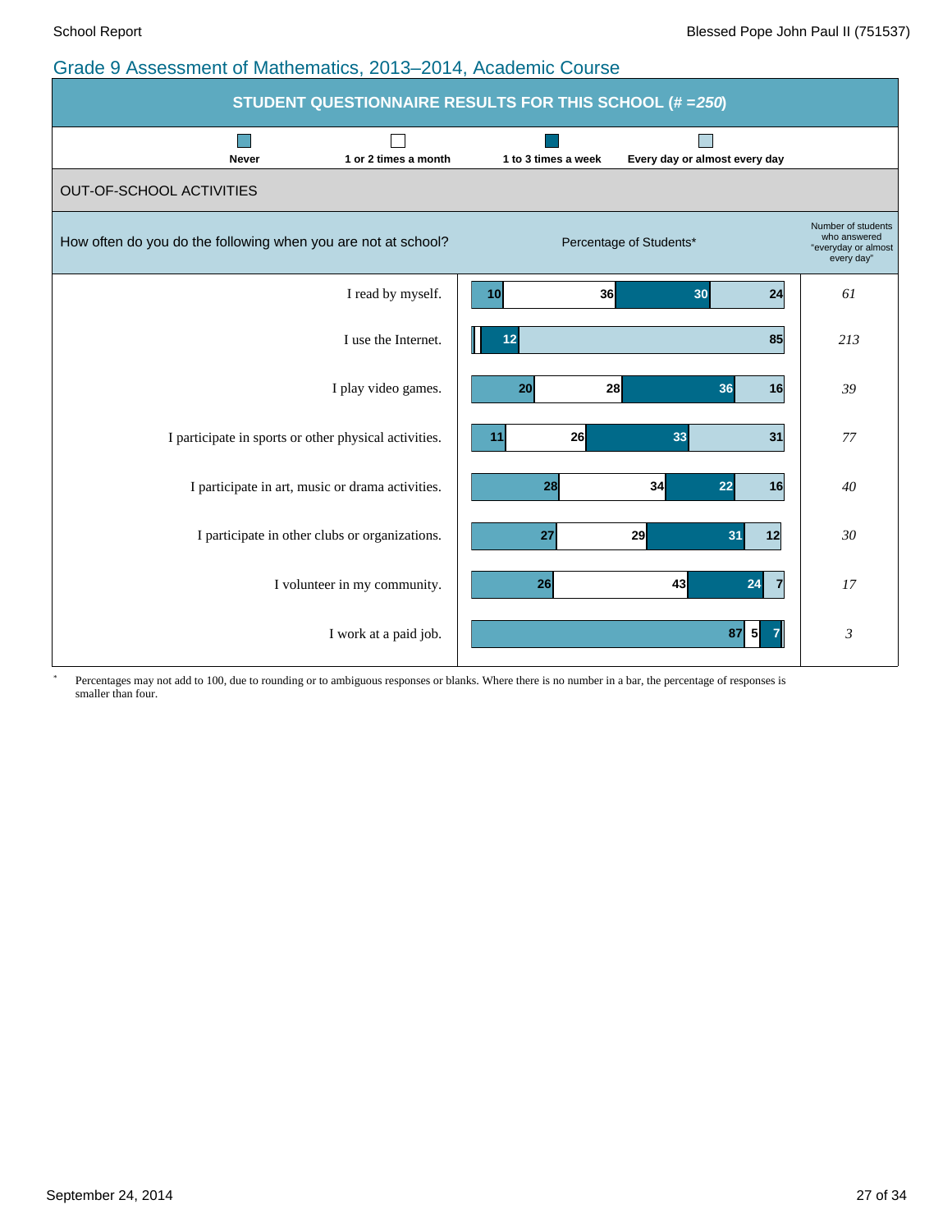## Grade 9 Assessment of Mathematics, 2013–2014, Academic Course

### STUDENT QUESTIONNAIRE RESULTS FOR THIS SCHOOL (# =*250*)

### OUT-OF-SCHOOL ACTIVITIES

How often do you do the following when you are not at school?

Percentage of Students*

| | Never | 1 or 2 times a month | 1 to 3 times a week | Every day or almost every day | Number of students who answered "everyday or almost every day" |
|---|---|---|---|---|---|
| I read by myself. | 10 | 36 | 30 | 24 | *61* |
| I use the Internet. | | | 12 | 85 | *213* |
| I play video games. | 20 | 28 | 36 | 16 | *39* |
| I participate in sports or other physical activities. | 11 | 26 | 33 | 31 | *77* |
| I participate in art, music or drama activities. | 28 | 34 | 22 | 16 | *40* |
| I participate in other clubs or organizations. | 27 | 29 | 31 | 12 | *30* |
| I volunteer in my community. | 26 | 43 | 24 | 7 | *17* |
| I work at a paid job. | 87 | 5 | 7 | | *3* |

\* Percentages may not add to 100, due to rounding or to ambiguous responses or blanks. Where there is no number in a bar, the percentage of responses is smaller than four.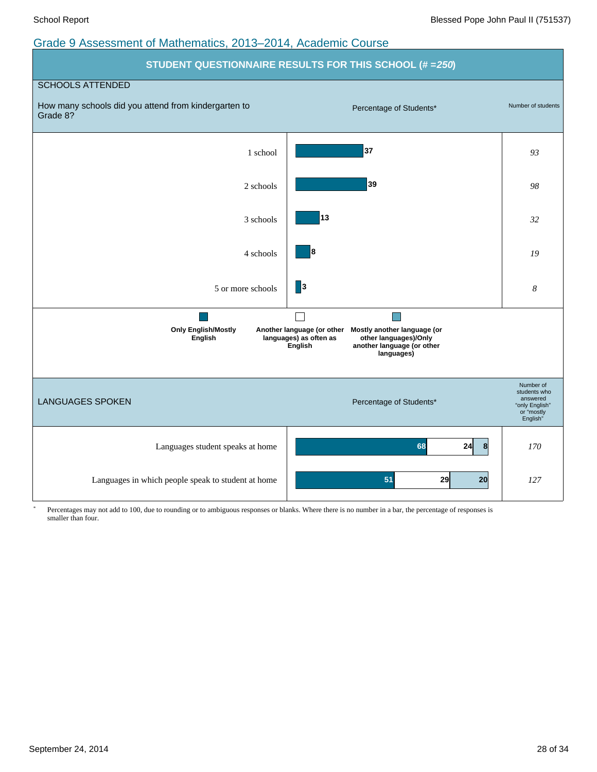## Grade 9 Assessment of Mathematics, 2013–2014, Academic Course

### STUDENT QUESTIONNAIRE RESULTS FOR THIS SCHOOL (# =250)

#### SCHOOLS ATTENDED

| How many schools did you attend from kindergarten to Grade 8? | Percentage of Students* | Number of students |
|---|---|---|
| 1 school | 37 | 93 |
| 2 schools | 39 | 98 |
| 3 schools | 13 | 32 |
| 4 schools | 8 | 19 |
| 5 or more schools | 3 | 8 |

#### LANGUAGES SPOKEN

| | Percentage of Students*: Only English/Mostly English | Percentage of Students*: Another language (or other languages) as often as English | Percentage of Students*: Mostly another language (or other languages)/Only another language (or other languages) | Number of students who answered "only English" or "mostly English" |
|---|---|---|---|---|
| Languages student speaks at home | 68 | 24 | 8 | 170 |
| Languages in which people speak to student at home | 51 | 29 | 20 | 127 |

\* Percentages may not add to 100, due to rounding or to ambiguous responses or blanks. Where there is no number in a bar, the percentage of responses is smaller than four.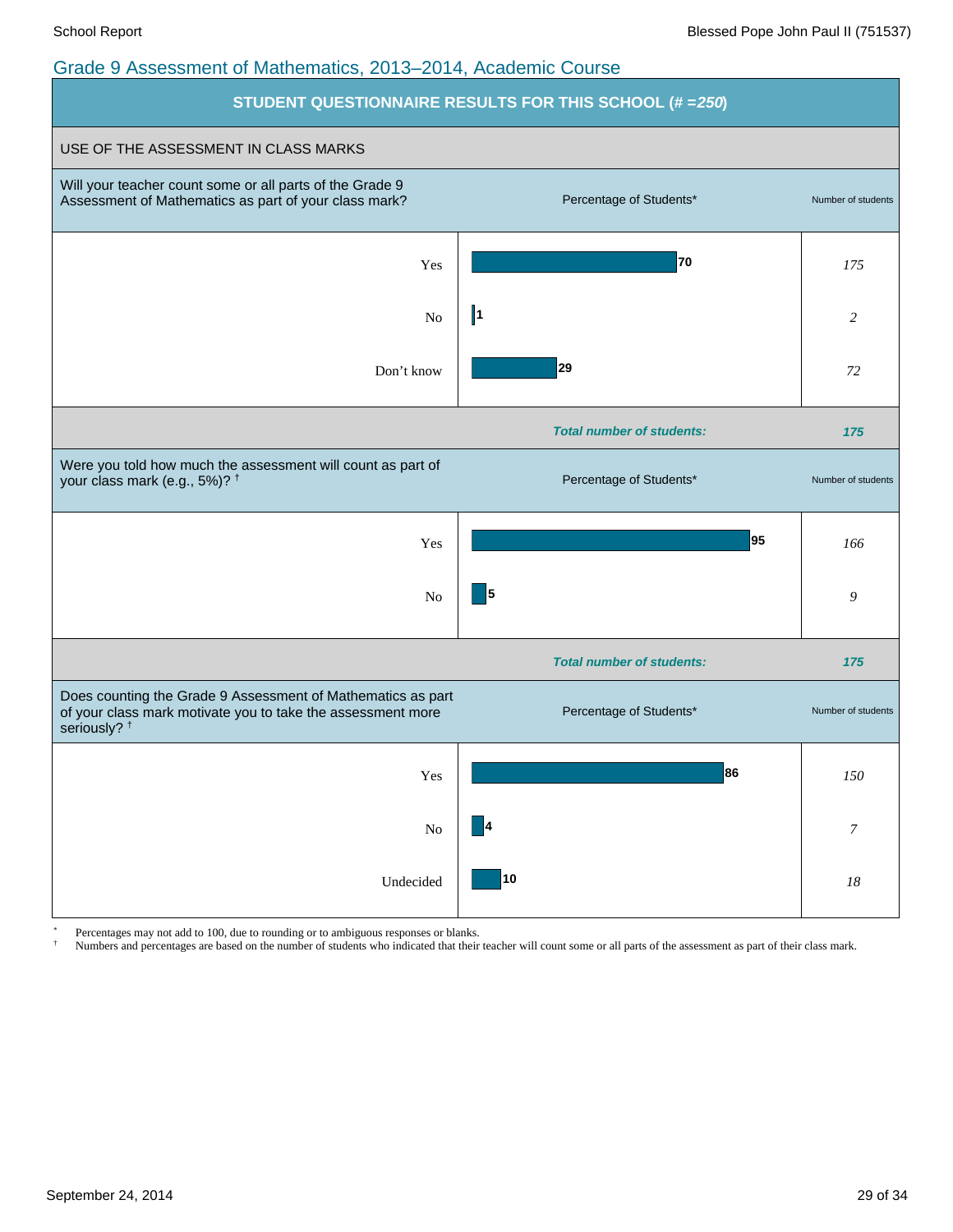## Grade 9 Assessment of Mathematics, 2013–2014, Academic Course

### STUDENT QUESTIONNAIRE RESULTS FOR THIS SCHOOL (# =*250*)

#### USE OF THE ASSESSMENT IN CLASS MARKS

| Will your teacher count some or all parts of the Grade 9 Assessment of Mathematics as part of your class mark? | Percentage of Students* | Number of students |
|---|---|---|
| Yes | 70 | *175* |
| No | 1 | *2* |
| Don't know | 29 | *72* |
| | ***Total number of students:*** | ***175*** |

| Were you told how much the assessment will count as part of your class mark (e.g., 5%)? † | Percentage of Students* | Number of students |
|---|---|---|
| Yes | 95 | *166* |
| No | 5 | *9* |
| | ***Total number of students:*** | ***175*** |

| Does counting the Grade 9 Assessment of Mathematics as part of your class mark motivate you to take the assessment more seriously? † | Percentage of Students* | Number of students |
|---|---|---|
| Yes | 86 | *150* |
| No | 4 | *7* |
| Undecided | 10 | *18* |

\* Percentages may not add to 100, due to rounding or to ambiguous responses or blanks.

† Numbers and percentages are based on the number of students who indicated that their teacher will count some or all parts of the assessment as part of their class mark.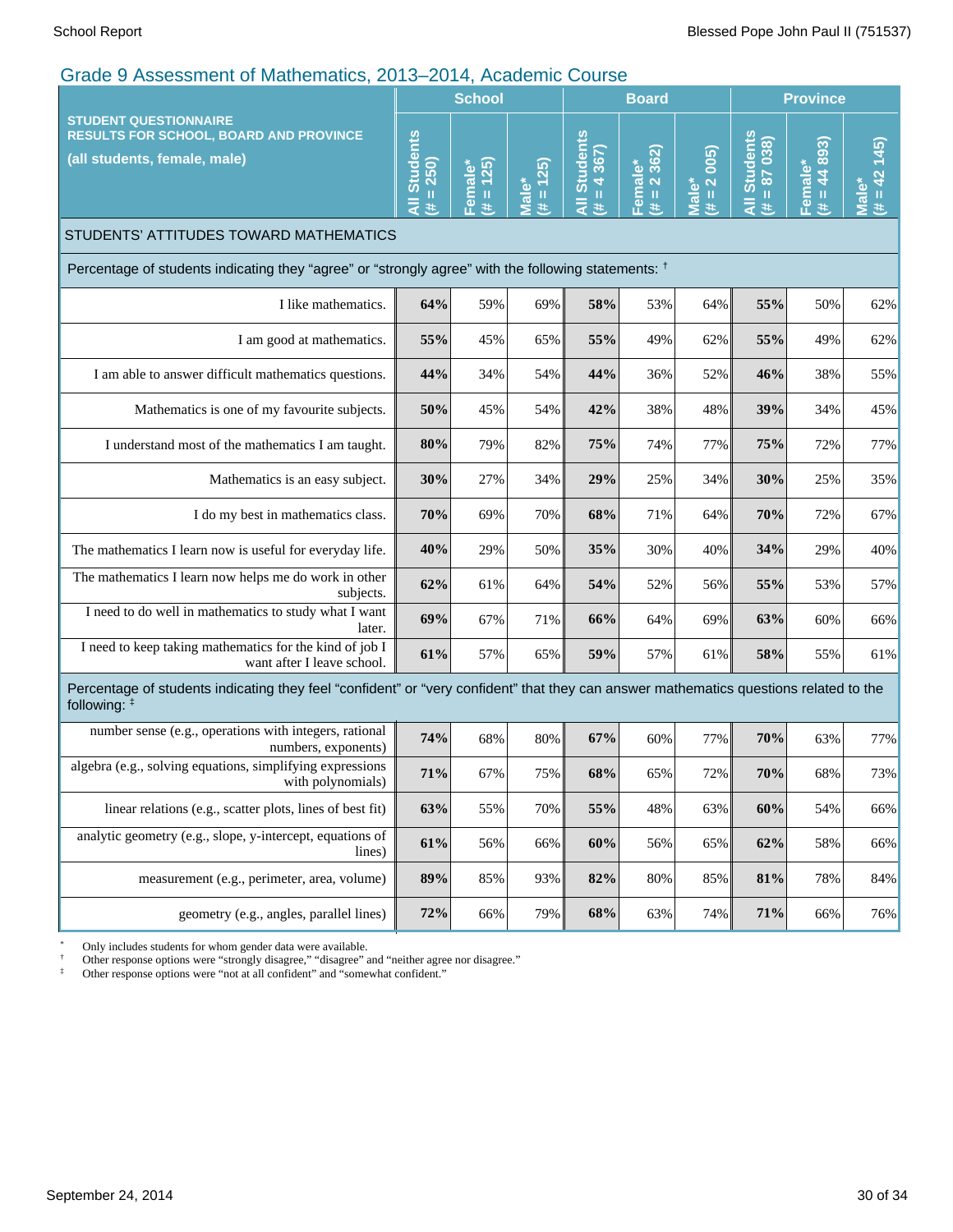## Grade 9 Assessment of Mathematics, 2013–2014, Academic Course

| STUDENT QUESTIONNAIRE RESULTS FOR SCHOOL, BOARD AND PROVINCE (all students, female, male) | School | | | Board | | | Province | | |
|---|---|---|---|---|---|---|---|---|---|
| | All Students (# = 250) | Female* (# = 125) | Male* (# = 125) | All Students (# = 4 367) | Female* (# = 2 362) | Male* (# = 2 005) | All Students (# = 87 038) | Female* (# = 44 893) | Male* (# = 42 145) |
| **STUDENTS' ATTITUDES TOWARD MATHEMATICS** | | | | | | | | | |
| Percentage of students indicating they "agree" or "strongly agree" with the following statements: † | | | | | | | | | |
| I like mathematics. | **64%** | 59% | 69% | **58%** | 53% | 64% | **55%** | 50% | 62% |
| I am good at mathematics. | **55%** | 45% | 65% | **55%** | 49% | 62% | **55%** | 49% | 62% |
| I am able to answer difficult mathematics questions. | **44%** | 34% | 54% | **44%** | 36% | 52% | **46%** | 38% | 55% |
| Mathematics is one of my favourite subjects. | **50%** | 45% | 54% | **42%** | 38% | 48% | **39%** | 34% | 45% |
| I understand most of the mathematics I am taught. | **80%** | 79% | 82% | **75%** | 74% | 77% | **75%** | 72% | 77% |
| Mathematics is an easy subject. | **30%** | 27% | 34% | **29%** | 25% | 34% | **30%** | 25% | 35% |
| I do my best in mathematics class. | **70%** | 69% | 70% | **68%** | 71% | 64% | **70%** | 72% | 67% |
| The mathematics I learn now is useful for everyday life. | **40%** | 29% | 50% | **35%** | 30% | 40% | **34%** | 29% | 40% |
| The mathematics I learn now helps me do work in other subjects. | **62%** | 61% | 64% | **54%** | 52% | 56% | **55%** | 53% | 57% |
| I need to do well in mathematics to study what I want later. | **69%** | 67% | 71% | **66%** | 64% | 69% | **63%** | 60% | 66% |
| I need to keep taking mathematics for the kind of job I want after I leave school. | **61%** | 57% | 65% | **59%** | 57% | 61% | **58%** | 55% | 61% |
| Percentage of students indicating they feel "confident" or "very confident" that they can answer mathematics questions related to the following: ‡ | | | | | | | | | |
| number sense (e.g., operations with integers, rational numbers, exponents) | **74%** | 68% | 80% | **67%** | 60% | 77% | **70%** | 63% | 77% |
| algebra (e.g., solving equations, simplifying expressions with polynomials) | **71%** | 67% | 75% | **68%** | 65% | 72% | **70%** | 68% | 73% |
| linear relations (e.g., scatter plots, lines of best fit) | **63%** | 55% | 70% | **55%** | 48% | 63% | **60%** | 54% | 66% |
| analytic geometry (e.g., slope, y-intercept, equations of lines) | **61%** | 56% | 66% | **60%** | 56% | 65% | **62%** | 58% | 66% |
| measurement (e.g., perimeter, area, volume) | **89%** | 85% | 93% | **82%** | 80% | 85% | **81%** | 78% | 84% |
| geometry (e.g., angles, parallel lines) | **72%** | 66% | 79% | **68%** | 63% | 74% | **71%** | 66% | 76% |

\* Only includes students for whom gender data were available.
† Other response options were "strongly disagree," "disagree" and "neither agree nor disagree."
‡ Other response options were "not at all confident" and "somewhat confident."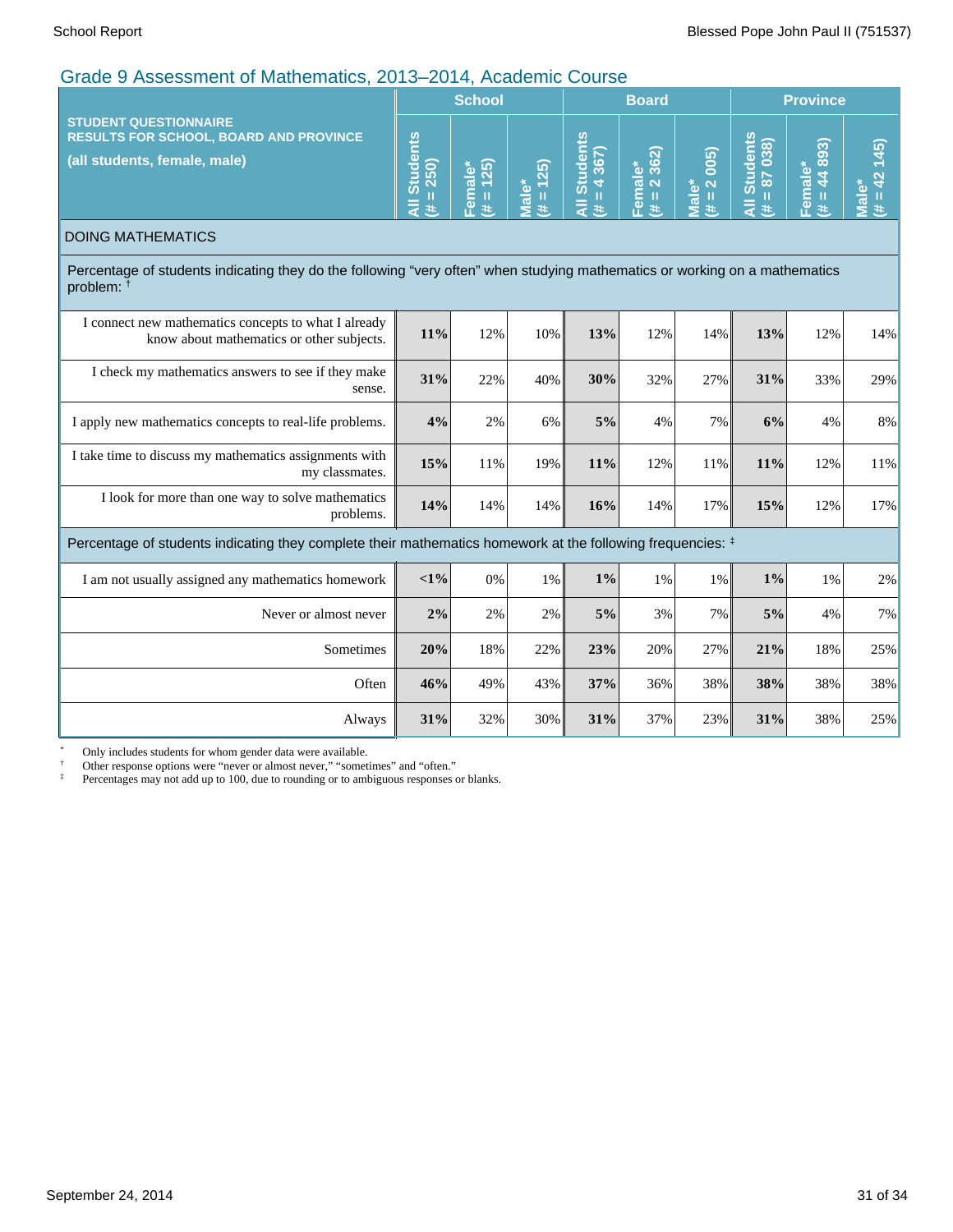## Grade 9 Assessment of Mathematics, 2013–2014, Academic Course

| STUDENT QUESTIONNAIRE RESULTS FOR SCHOOL, BOARD AND PROVINCE (all students, female, male) | School | | | Board | | | Province | | |
|---|---|---|---|---|---|---|---|---|---|
| | All Students (# = 250) | Female* (# = 125) | Male* (# = 125) | All Students (# = 4 367) | Female* (# = 2 362) | Male* (# = 2 005) | All Students (# = 87 038) | Female* (# = 44 893) | Male* (# = 42 145) |
| **DOING MATHEMATICS** | | | | | | | | | |
| Percentage of students indicating they do the following "very often" when studying mathematics or working on a mathematics problem: † | | | | | | | | | |
| I connect new mathematics concepts to what I already know about mathematics or other subjects. | **11%** | 12% | 10% | **13%** | 12% | 14% | **13%** | 12% | 14% |
| I check my mathematics answers to see if they make sense. | **31%** | 22% | 40% | **30%** | 32% | 27% | **31%** | 33% | 29% |
| I apply new mathematics concepts to real-life problems. | **4%** | 2% | 6% | **5%** | 4% | 7% | **6%** | 4% | 8% |
| I take time to discuss my mathematics assignments with my classmates. | **15%** | 11% | 19% | **11%** | 12% | 11% | **11%** | 12% | 11% |
| I look for more than one way to solve mathematics problems. | **14%** | 14% | 14% | **16%** | 14% | 17% | **15%** | 12% | 17% |
| Percentage of students indicating they complete their mathematics homework at the following frequencies: ‡ | | | | | | | | | |
| I am not usually assigned any mathematics homework | **<1%** | 0% | 1% | **1%** | 1% | 1% | **1%** | 1% | 2% |
| Never or almost never | **2%** | 2% | 2% | **5%** | 3% | 7% | **5%** | 4% | 7% |
| Sometimes | **20%** | 18% | 22% | **23%** | 20% | 27% | **21%** | 18% | 25% |
| Often | **46%** | 49% | 43% | **37%** | 36% | 38% | **38%** | 38% | 38% |
| Always | **31%** | 32% | 30% | **31%** | 37% | 23% | **31%** | 38% | 25% |

\* Only includes students for whom gender data were available.

† Other response options were "never or almost never," "sometimes" and "often."

‡ Percentages may not add up to 100, due to rounding or to ambiguous responses or blanks.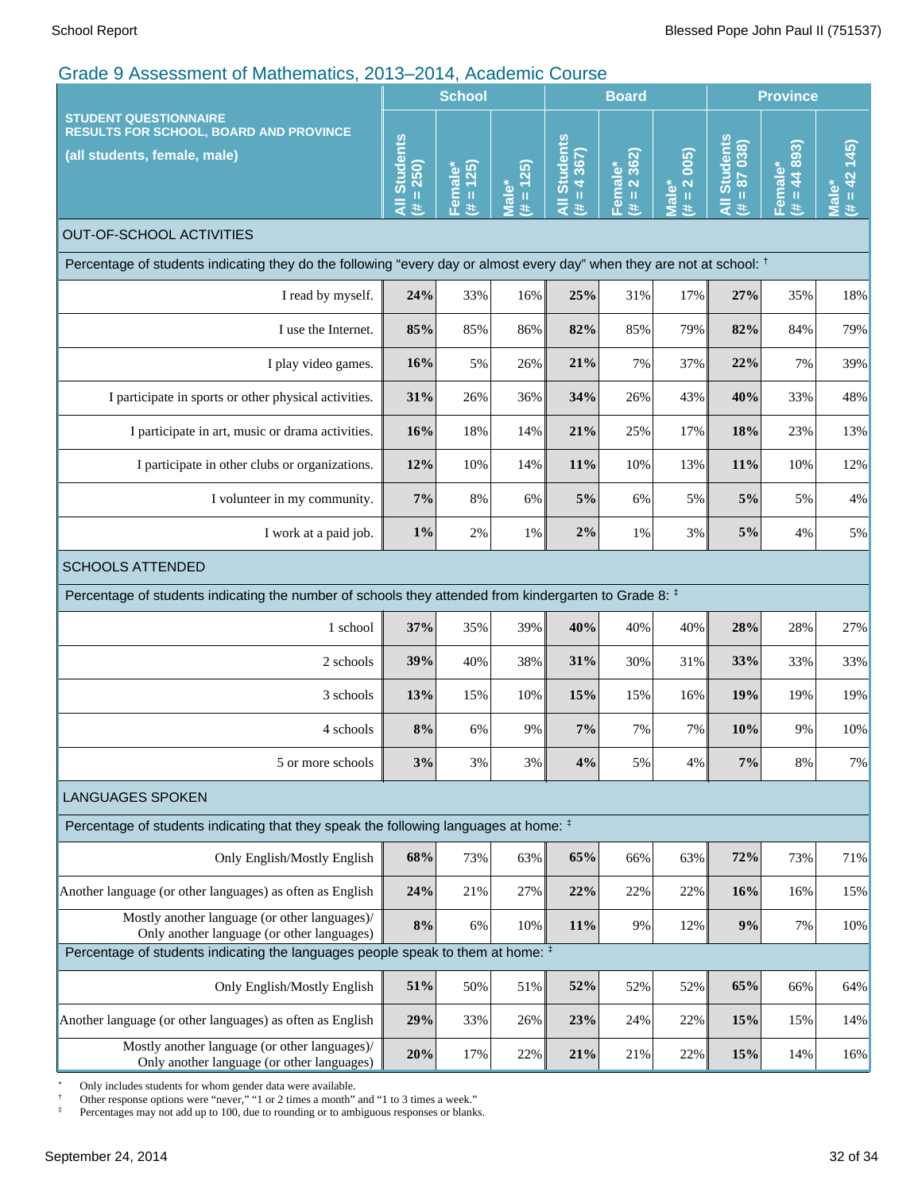## Grade 9 Assessment of Mathematics, 2013–2014, Academic Course

| STUDENT QUESTIONNAIRE RESULTS FOR SCHOOL, BOARD AND PROVINCE (all students, female, male) | School | | | Board | | | Province | | |
|---|---|---|---|---|---|---|---|---|---|
| | All Students (# = 250) | Female* (# = 125) | Male* (# = 125) | All Students (# = 4 367) | Female* (# = 2 362) | Male* (# = 2 005) | All Students (# = 87 038) | Female* (# = 44 893) | Male* (# = 42 145) |
| **OUT-OF-SCHOOL ACTIVITIES** | | | | | | | | | |
| Percentage of students indicating they do the following "every day or almost every day" when they are not at school: † | | | | | | | | | |
| I read by myself. | **24%** | 33% | 16% | **25%** | 31% | 17% | **27%** | 35% | 18% |
| I use the Internet. | **85%** | 85% | 86% | **82%** | 85% | 79% | **82%** | 84% | 79% |
| I play video games. | **16%** | 5% | 26% | **21%** | 7% | 37% | **22%** | 7% | 39% |
| I participate in sports or other physical activities. | **31%** | 26% | 36% | **34%** | 26% | 43% | **40%** | 33% | 48% |
| I participate in art, music or drama activities. | **16%** | 18% | 14% | **21%** | 25% | 17% | **18%** | 23% | 13% |
| I participate in other clubs or organizations. | **12%** | 10% | 14% | **11%** | 10% | 13% | **11%** | 10% | 12% |
| I volunteer in my community. | **7%** | 8% | 6% | **5%** | 6% | 5% | **5%** | 5% | 4% |
| I work at a paid job. | **1%** | 2% | 1% | **2%** | 1% | 3% | **5%** | 4% | 5% |
| **SCHOOLS ATTENDED** | | | | | | | | | |
| Percentage of students indicating the number of schools they attended from kindergarten to Grade 8: ‡ | | | | | | | | | |
| 1 school | **37%** | 35% | 39% | **40%** | 40% | 40% | **28%** | 28% | 27% |
| 2 schools | **39%** | 40% | 38% | **31%** | 30% | 31% | **33%** | 33% | 33% |
| 3 schools | **13%** | 15% | 10% | **15%** | 15% | 16% | **19%** | 19% | 19% |
| 4 schools | **8%** | 6% | 9% | **7%** | 7% | 7% | **10%** | 9% | 10% |
| 5 or more schools | **3%** | 3% | 3% | **4%** | 5% | 4% | **7%** | 8% | 7% |
| **LANGUAGES SPOKEN** | | | | | | | | | |
| Percentage of students indicating that they speak the following languages at home: ‡ | | | | | | | | | |
| Only English/Mostly English | **68%** | 73% | 63% | **65%** | 66% | 63% | **72%** | 73% | 71% |
| Another language (or other languages) as often as English | **24%** | 21% | 27% | **22%** | 22% | 22% | **16%** | 16% | 15% |
| Mostly another language (or other languages)/ Only another language (or other languages) | **8%** | 6% | 10% | **11%** | 9% | 12% | **9%** | 7% | 10% |
| Percentage of students indicating the languages people speak to them at home: ‡ | | | | | | | | | |
| Only English/Mostly English | **51%** | 50% | 51% | **52%** | 52% | 52% | **65%** | 66% | 64% |
| Another language (or other languages) as often as English | **29%** | 33% | 26% | **23%** | 24% | 22% | **15%** | 15% | 14% |
| Mostly another language (or other languages)/ Only another language (or other languages) | **20%** | 17% | 22% | **21%** | 21% | 22% | **15%** | 14% | 16% |

\* Only includes students for whom gender data were available.
† Other response options were "never," "1 or 2 times a month" and "1 to 3 times a week."
‡ Percentages may not add up to 100, due to rounding or to ambiguous responses or blanks.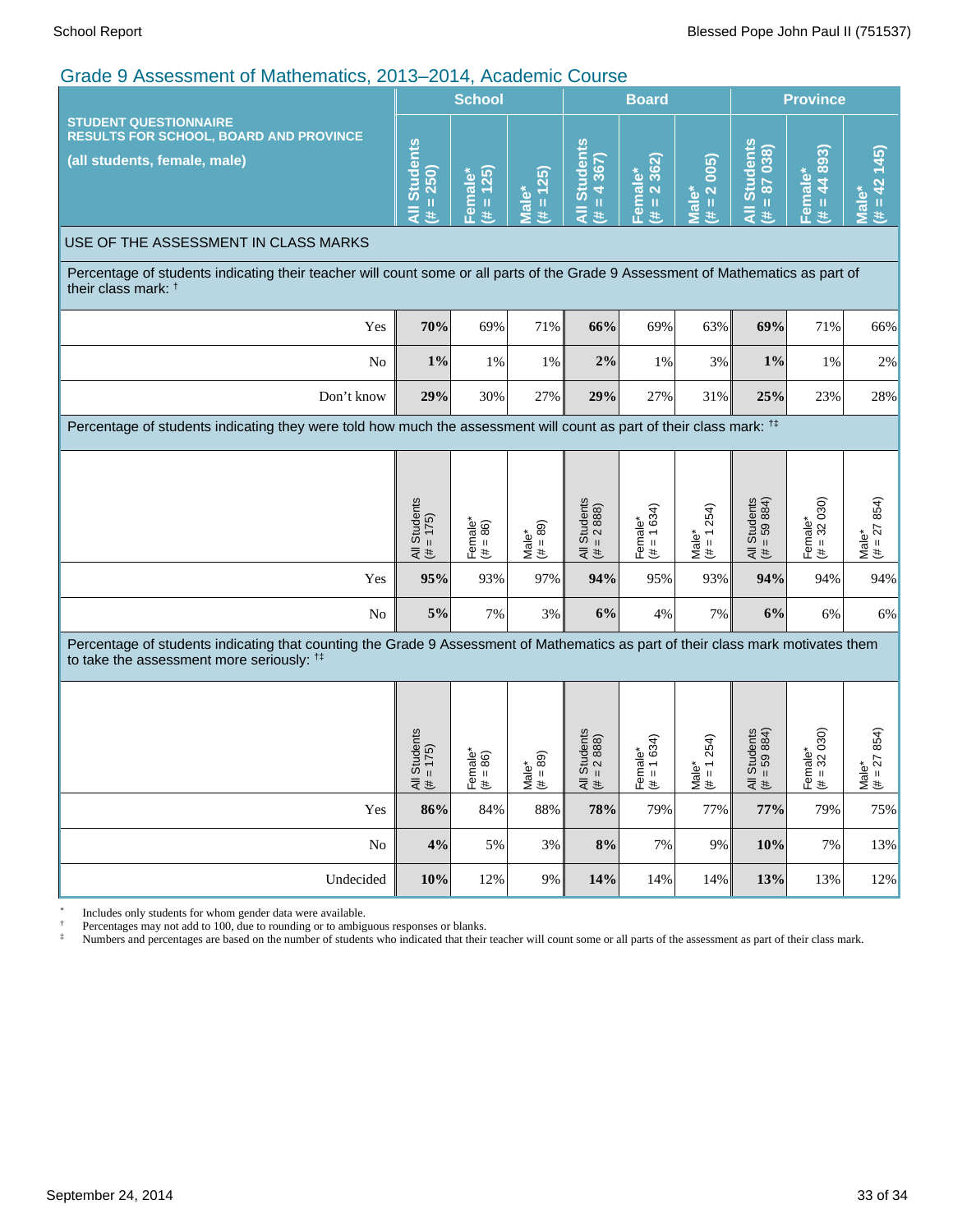## Grade 9 Assessment of Mathematics, 2013–2014, Academic Course

| STUDENT QUESTIONNAIRE RESULTS FOR SCHOOL, BOARD AND PROVINCE (all students, female, male) | School | | | Board | | | Province | | |
|---|---|---|---|---|---|---|---|---|---|
| | All Students (# = 250) | Female* (# = 125) | Male* (# = 125) | All Students (# = 4 367) | Female* (# = 2 362) | Male* (# = 2 005) | All Students (# = 87 038) | Female* (# = 44 893) | Male* (# = 42 145) |
| **USE OF THE ASSESSMENT IN CLASS MARKS** | | | | | | | | | |
| Percentage of students indicating their teacher will count some or all parts of the Grade 9 Assessment of Mathematics as part of their class mark: † | | | | | | | | | |
| Yes | **70%** | 69% | 71% | **66%** | 69% | 63% | **69%** | 71% | 66% |
| No | **1%** | 1% | 1% | **2%** | 1% | 3% | **1%** | 1% | 2% |
| Don't know | **29%** | 30% | 27% | **29%** | 27% | 31% | **25%** | 23% | 28% |
| Percentage of students indicating they were told how much the assessment will count as part of their class mark: †‡ | | | | | | | | | |
| | All Students (# = 175) | Female* (# = 86) | Male* (# = 89) | All Students (# = 2 888) | Female* (# = 1 634) | Male* (# = 1 254) | All Students (# = 59 884) | Female* (# = 32 030) | Male* (# = 27 854) |
| Yes | **95%** | 93% | 97% | **94%** | 95% | 93% | **94%** | 94% | 94% |
| No | **5%** | 7% | 3% | **6%** | 4% | 7% | **6%** | 6% | 6% |
| Percentage of students indicating that counting the Grade 9 Assessment of Mathematics as part of their class mark motivates them to take the assessment more seriously: †‡ | | | | | | | | | |
| | All Students (# = 175) | Female* (# = 86) | Male* (# = 89) | All Students (# = 2 888) | Female* (# = 1 634) | Male* (# = 1 254) | All Students (# = 59 884) | Female* (# = 32 030) | Male* (# = 27 854) |
| Yes | **86%** | 84% | 88% | **78%** | 79% | 77% | **77%** | 79% | 75% |
| No | **4%** | 5% | 3% | **8%** | 7% | 9% | **10%** | 7% | 13% |
| Undecided | **10%** | 12% | 9% | **14%** | 14% | 14% | **13%** | 13% | 12% |

\* Includes only students for whom gender data were available.
† Percentages may not add to 100, due to rounding or to ambiguous responses or blanks.
‡ Numbers and percentages are based on the number of students who indicated that their teacher will count some or all parts of the assessment as part of their class mark.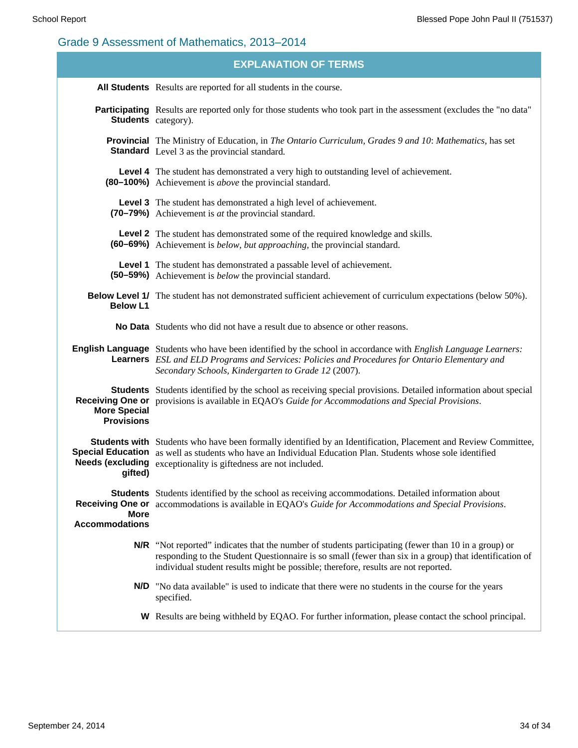## Grade 9 Assessment of Mathematics, 2013–2014

| EXPLANATION OF TERMS | |
|---|---|
| **All Students** | Results are reported for all students in the course. |
| **Participating Students** | Results are reported only for those students who took part in the assessment (excludes the "no data" category). |
| **Provincial Standard** | The Ministry of Education, in *The Ontario Curriculum, Grades 9 and 10*: *Mathematics*, has set Level 3 as the provincial standard. |
| **Level 4 (80–100%)** | The student has demonstrated a very high to outstanding level of achievement. Achievement is *above* the provincial standard. |
| **Level 3 (70–79%)** | The student has demonstrated a high level of achievement. Achievement is *at* the provincial standard. |
| **Level 2 (60–69%)** | The student has demonstrated some of the required knowledge and skills. Achievement is *below, but approaching,* the provincial standard. |
| **Level 1 (50–59%)** | The student has demonstrated a passable level of achievement. Achievement is *below* the provincial standard. |
| **Below Level 1/ Below L1** | The student has not demonstrated sufficient achievement of curriculum expectations (below 50%). |
| **No Data** | Students who did not have a result due to absence or other reasons. |
| **English Language Learners** | Students who have been identified by the school in accordance with *English Language Learners: ESL and ELD Programs and Services: Policies and Procedures for Ontario Elementary and Secondary Schools, Kindergarten to Grade 12* (2007). |
| **Students Receiving One or More Special Provisions** | Students identified by the school as receiving special provisions. Detailed information about special provisions is available in EQAO's *Guide for Accommodations and Special Provisions*. |
| **Students with Special Education Needs (excluding gifted)** | Students who have been formally identified by an Identification, Placement and Review Committee, as well as students who have an Individual Education Plan. Students whose sole identified exceptionality is giftedness are not included. |
| **Students Receiving One or More Accommodations** | Students identified by the school as receiving accommodations. Detailed information about accommodations is available in EQAO's *Guide for Accommodations and Special Provisions*. |
| **N/R** | "Not reported" indicates that the number of students participating (fewer than 10 in a group) or responding to the Student Questionnaire is so small (fewer than six in a group) that identification of individual student results might be possible; therefore, results are not reported. |
| **N/D** | "No data available" is used to indicate that there were no students in the course for the years specified. |
| **W** | Results are being withheld by EQAO. For further information, please contact the school principal. |